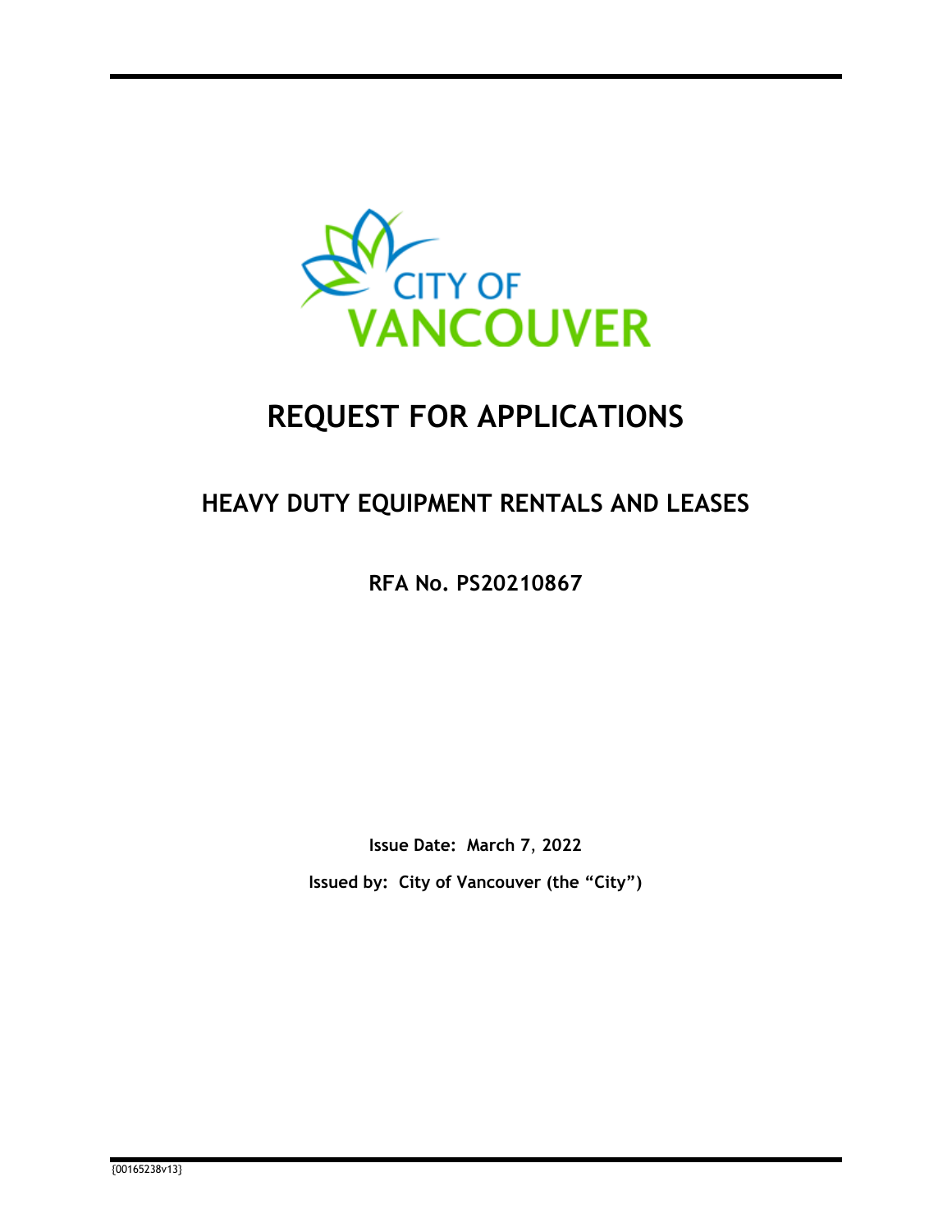CITY OF VANCOUVER

# REQUEST FOR APPLICATIONS

## HEAVY DUTY EQUIPMENT RENTALS AND LEASES

**RFA No. PS20210867**

**Issue Date: March 7, 2022**

**Issued by: City of Vancouver (the "City")**

{00165238v13}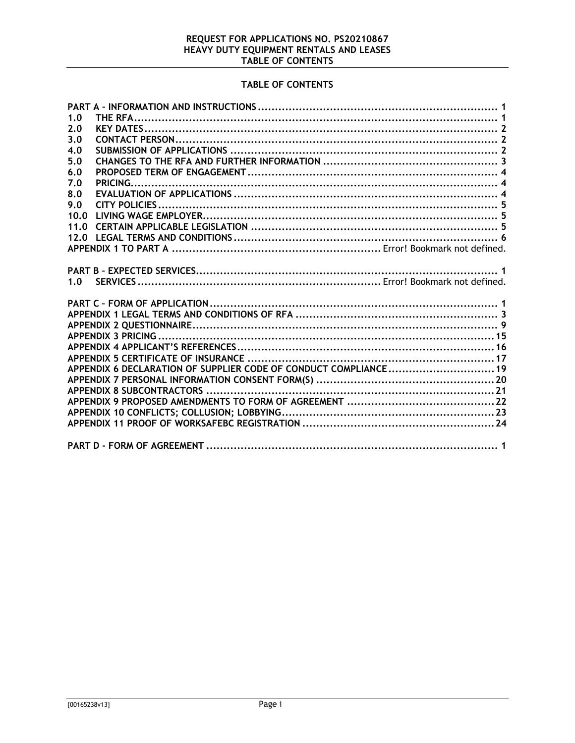## TABLE OF CONTENTS

**PART A – INFORMATION AND INSTRUCTIONS** ..... 1

- **1.0 THE RFA** ..... 1
- **2.0 KEY DATES** ..... 2
- **3.0 CONTACT PERSON** ..... 2
- **4.0 SUBMISSION OF APPLICATIONS** ..... 2
- **5.0 CHANGES TO THE RFA AND FURTHER INFORMATION** ..... 3
- **6.0 PROPOSED TERM OF ENGAGEMENT** ..... 4
- **7.0 PRICING** ..... 4
- **8.0 EVALUATION OF APPLICATIONS** ..... 4
- **9.0 CITY POLICIES** ..... 5
- **10.0 LIVING WAGE EMPLOYER** ..... 5
- **11.0 CERTAIN APPLICABLE LEGISLATION** ..... 5
- **12.0 LEGAL TERMS AND CONDITIONS** ..... 6

**APPENDIX 1 TO PART A** ..... Error! Bookmark not defined.

**PART B – EXPECTED SERVICES** ..... 1

- **1.0 SERVICES** ..... Error! Bookmark not defined.

**PART C – FORM OF APPLICATION** ..... 1

- **APPENDIX 1 LEGAL TERMS AND CONDITIONS OF RFA** ..... 3
- **APPENDIX 2 QUESTIONNAIRE** ..... 9
- **APPENDIX 3 PRICING** ..... 15
- **APPENDIX 4 APPLICANT'S REFERENCES** ..... 16
- **APPENDIX 5 CERTIFICATE OF INSURANCE** ..... 17
- **APPENDIX 6 DECLARATION OF SUPPLIER CODE OF CONDUCT COMPLIANCE** ..... 19
- **APPENDIX 7 PERSONAL INFORMATION CONSENT FORM(S)** ..... 20
- **APPENDIX 8 SUBCONTRACTORS** ..... 21
- **APPENDIX 9 PROPOSED AMENDMENTS TO FORM OF AGREEMENT** ..... 22
- **APPENDIX 10 CONFLICTS; COLLUSION; LOBBYING** ..... 23
- **APPENDIX 11 PROOF OF WORKSAFEBC REGISTRATION** ..... 24

**PART D - FORM OF AGREEMENT** ..... 1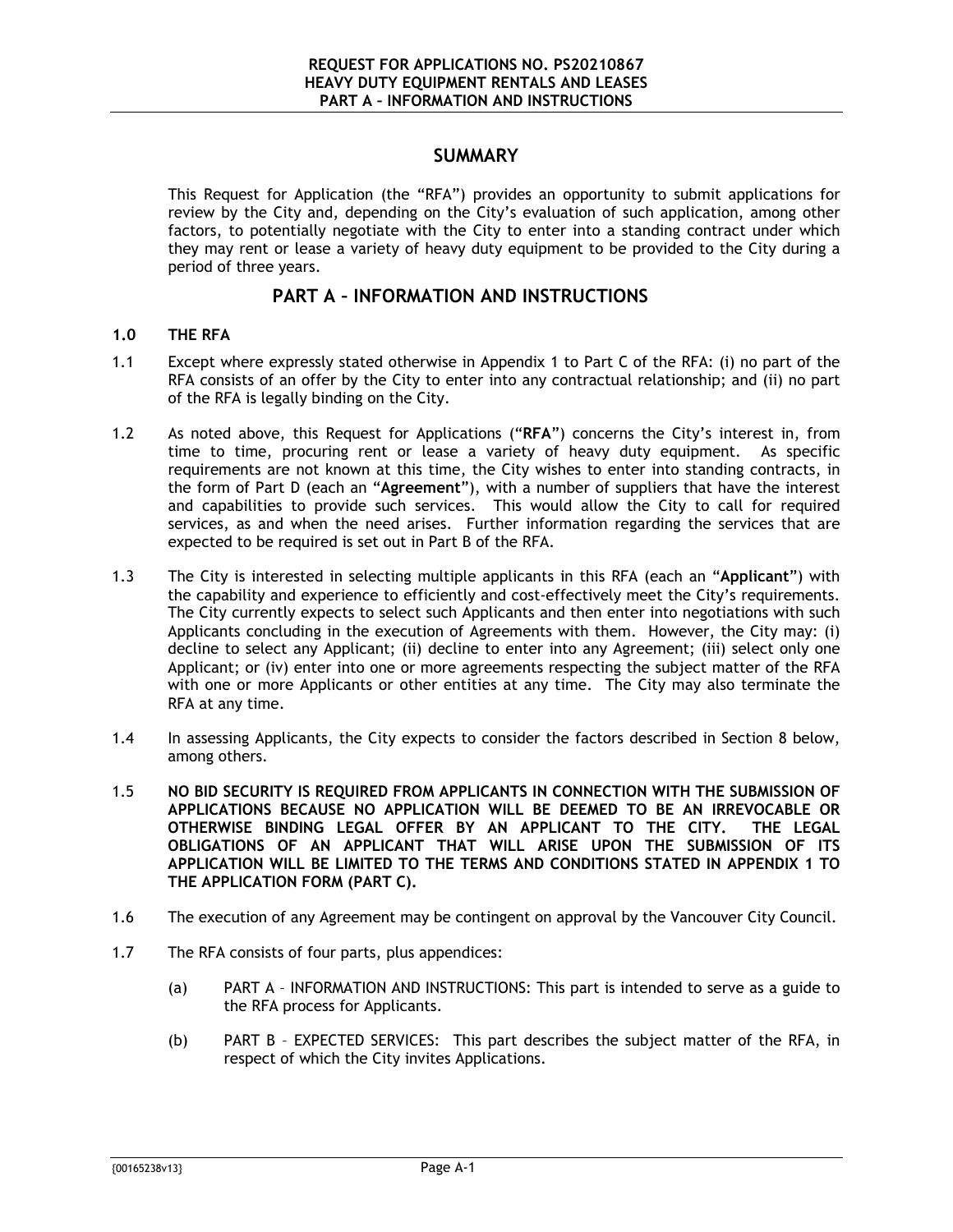## SUMMARY

This Request for Application (the "RFA") provides an opportunity to submit applications for review by the City and, depending on the City's evaluation of such application, among other factors, to potentially negotiate with the City to enter into a standing contract under which they may rent or lease a variety of heavy duty equipment to be provided to the City during a period of three years.

## PART A – INFORMATION AND INSTRUCTIONS

### 1.0 THE RFA

1.1 Except where expressly stated otherwise in Appendix 1 to Part C of the RFA: (i) no part of the RFA consists of an offer by the City to enter into any contractual relationship; and (ii) no part of the RFA is legally binding on the City.

1.2 As noted above, this Request for Applications ("**RFA**") concerns the City's interest in, from time to time, procuring rent or lease a variety of heavy duty equipment. As specific requirements are not known at this time, the City wishes to enter into standing contracts, in the form of Part D (each an "**Agreement**"), with a number of suppliers that have the interest and capabilities to provide such services. This would allow the City to call for required services, as and when the need arises. Further information regarding the services that are expected to be required is set out in Part B of the RFA.

1.3 The City is interested in selecting multiple applicants in this RFA (each an "**Applicant**") with the capability and experience to efficiently and cost-effectively meet the City's requirements. The City currently expects to select such Applicants and then enter into negotiations with such Applicants concluding in the execution of Agreements with them. However, the City may: (i) decline to select any Applicant; (ii) decline to enter into any Agreement; (iii) select only one Applicant; or (iv) enter into one or more agreements respecting the subject matter of the RFA with one or more Applicants or other entities at any time. The City may also terminate the RFA at any time.

1.4 In assessing Applicants, the City expects to consider the factors described in Section 8 below, among others.

1.5 **NO BID SECURITY IS REQUIRED FROM APPLICANTS IN CONNECTION WITH THE SUBMISSION OF APPLICATIONS BECAUSE NO APPLICATION WILL BE DEEMED TO BE AN IRREVOCABLE OR OTHERWISE BINDING LEGAL OFFER BY AN APPLICANT TO THE CITY. THE LEGAL OBLIGATIONS OF AN APPLICANT THAT WILL ARISE UPON THE SUBMISSION OF ITS APPLICATION WILL BE LIMITED TO THE TERMS AND CONDITIONS STATED IN APPENDIX 1 TO THE APPLICATION FORM (PART C).**

1.6 The execution of any Agreement may be contingent on approval by the Vancouver City Council.

1.7 The RFA consists of four parts, plus appendices:

(a) PART A – INFORMATION AND INSTRUCTIONS: This part is intended to serve as a guide to the RFA process for Applicants.

(b) PART B – EXPECTED SERVICES: This part describes the subject matter of the RFA, in respect of which the City invites Applications.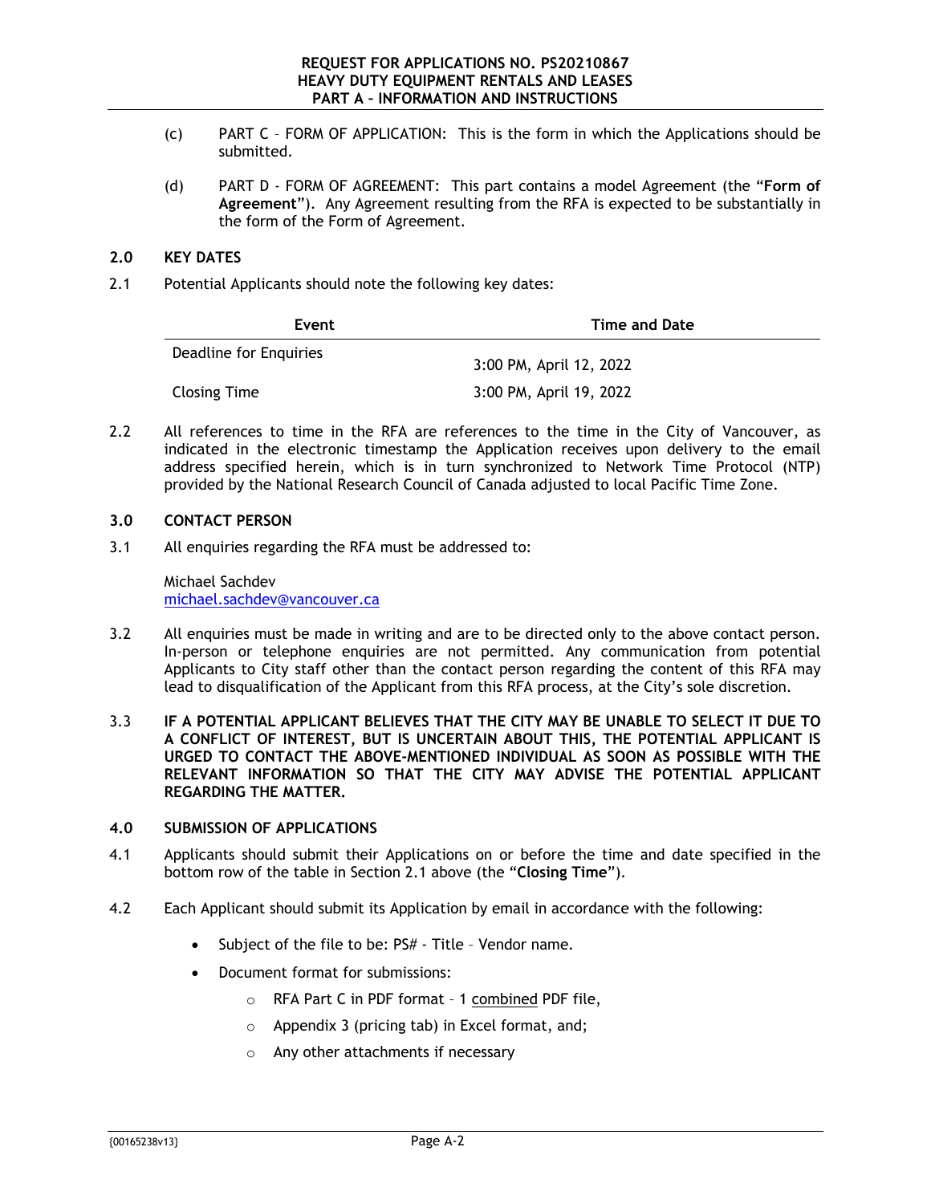(c) PART C – FORM OF APPLICATION: This is the form in which the Applications should be submitted.

(d) PART D - FORM OF AGREEMENT: This part contains a model Agreement (the "**Form of Agreement**"). Any Agreement resulting from the RFA is expected to be substantially in the form of the Form of Agreement.

## 2.0 KEY DATES

2.1 Potential Applicants should note the following key dates:

| Event | Time and Date |
|---|---|
| Deadline for Enquiries | 3:00 PM, April 12, 2022 |
| Closing Time | 3:00 PM, April 19, 2022 |

2.2 All references to time in the RFA are references to the time in the City of Vancouver, as indicated in the electronic timestamp the Application receives upon delivery to the email address specified herein, which is in turn synchronized to Network Time Protocol (NTP) provided by the National Research Council of Canada adjusted to local Pacific Time Zone.

## 3.0 CONTACT PERSON

3.1 All enquiries regarding the RFA must be addressed to:

Michael Sachdev
michael.sachdev@vancouver.ca

3.2 All enquiries must be made in writing and are to be directed only to the above contact person. In-person or telephone enquiries are not permitted. Any communication from potential Applicants to City staff other than the contact person regarding the content of this RFA may lead to disqualification of the Applicant from this RFA process, at the City's sole discretion.

3.3 **IF A POTENTIAL APPLICANT BELIEVES THAT THE CITY MAY BE UNABLE TO SELECT IT DUE TO A CONFLICT OF INTEREST, BUT IS UNCERTAIN ABOUT THIS, THE POTENTIAL APPLICANT IS URGED TO CONTACT THE ABOVE-MENTIONED INDIVIDUAL AS SOON AS POSSIBLE WITH THE RELEVANT INFORMATION SO THAT THE CITY MAY ADVISE THE POTENTIAL APPLICANT REGARDING THE MATTER.**

## 4.0 SUBMISSION OF APPLICATIONS

4.1 Applicants should submit their Applications on or before the time and date specified in the bottom row of the table in Section 2.1 above (the "**Closing Time**").

4.2 Each Applicant should submit its Application by email in accordance with the following:

- Subject of the file to be: PS# - Title – Vendor name.
- Document format for submissions:
  - RFA Part C in PDF format – 1 combined PDF file,
  - Appendix 3 (pricing tab) in Excel format, and;
  - Any other attachments if necessary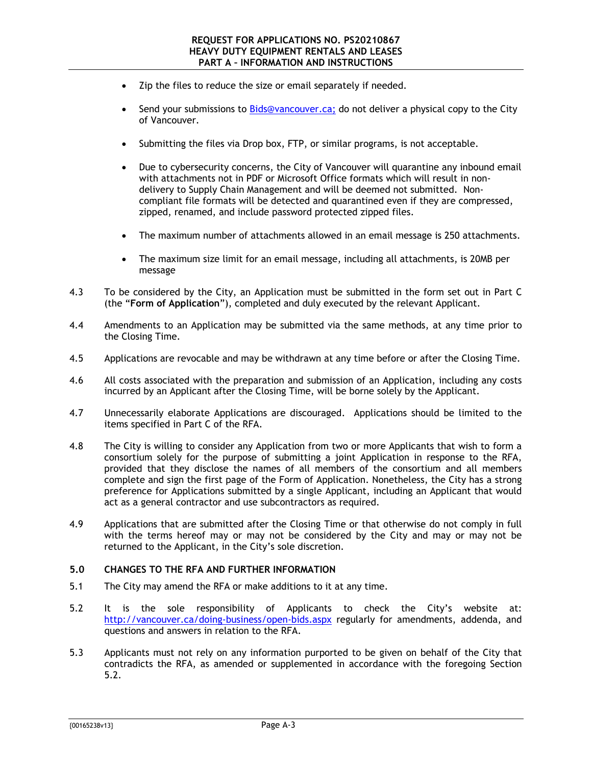- Zip the files to reduce the size or email separately if needed.

- Send your submissions to Bids@vancouver.ca; do not deliver a physical copy to the City of Vancouver.

- Submitting the files via Drop box, FTP, or similar programs, is not acceptable.

- Due to cybersecurity concerns, the City of Vancouver will quarantine any inbound email with attachments not in PDF or Microsoft Office formats which will result in non-delivery to Supply Chain Management and will be deemed not submitted. Non-compliant file formats will be detected and quarantined even if they are compressed, zipped, renamed, and include password protected zipped files.

- The maximum number of attachments allowed in an email message is 250 attachments.

- The maximum size limit for an email message, including all attachments, is 20MB per message

4.3 To be considered by the City, an Application must be submitted in the form set out in Part C (the "**Form of Application**"), completed and duly executed by the relevant Applicant.

4.4 Amendments to an Application may be submitted via the same methods, at any time prior to the Closing Time.

4.5 Applications are revocable and may be withdrawn at any time before or after the Closing Time.

4.6 All costs associated with the preparation and submission of an Application, including any costs incurred by an Applicant after the Closing Time, will be borne solely by the Applicant.

4.7 Unnecessarily elaborate Applications are discouraged. Applications should be limited to the items specified in Part C of the RFA.

4.8 The City is willing to consider any Application from two or more Applicants that wish to form a consortium solely for the purpose of submitting a joint Application in response to the RFA, provided that they disclose the names of all members of the consortium and all members complete and sign the first page of the Form of Application. Nonetheless, the City has a strong preference for Applications submitted by a single Applicant, including an Applicant that would act as a general contractor and use subcontractors as required.

4.9 Applications that are submitted after the Closing Time or that otherwise do not comply in full with the terms hereof may or may not be considered by the City and may or may not be returned to the Applicant, in the City's sole discretion.

## 5.0 CHANGES TO THE RFA AND FURTHER INFORMATION

5.1 The City may amend the RFA or make additions to it at any time.

5.2 It is the sole responsibility of Applicants to check the City's website at: http://vancouver.ca/doing-business/open-bids.aspx regularly for amendments, addenda, and questions and answers in relation to the RFA.

5.3 Applicants must not rely on any information purported to be given on behalf of the City that contradicts the RFA, as amended or supplemented in accordance with the foregoing Section 5.2.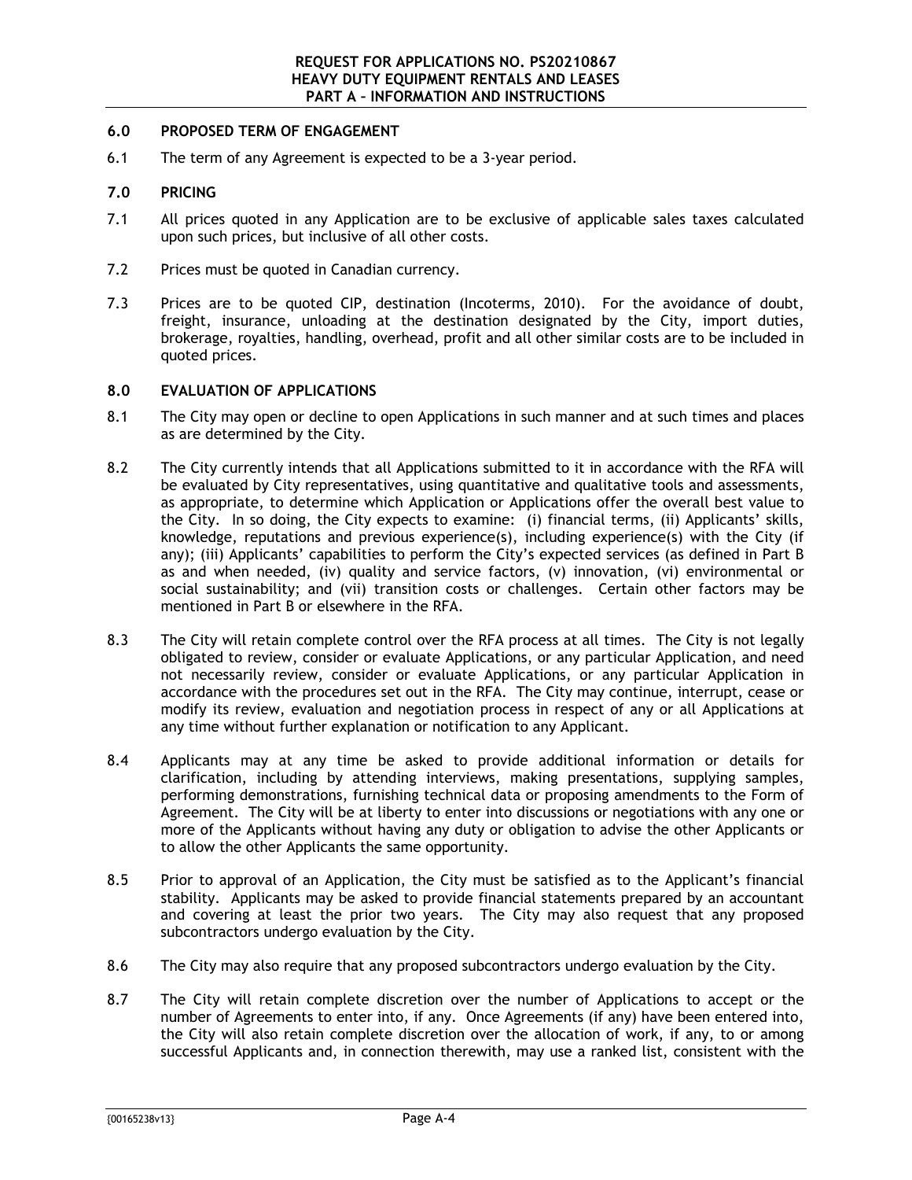## 6.0 PROPOSED TERM OF ENGAGEMENT

6.1 The term of any Agreement is expected to be a 3-year period.

## 7.0 PRICING

7.1 All prices quoted in any Application are to be exclusive of applicable sales taxes calculated upon such prices, but inclusive of all other costs.

7.2 Prices must be quoted in Canadian currency.

7.3 Prices are to be quoted CIP, destination (Incoterms, 2010). For the avoidance of doubt, freight, insurance, unloading at the destination designated by the City, import duties, brokerage, royalties, handling, overhead, profit and all other similar costs are to be included in quoted prices.

## 8.0 EVALUATION OF APPLICATIONS

8.1 The City may open or decline to open Applications in such manner and at such times and places as are determined by the City.

8.2 The City currently intends that all Applications submitted to it in accordance with the RFA will be evaluated by City representatives, using quantitative and qualitative tools and assessments, as appropriate, to determine which Application or Applications offer the overall best value to the City. In so doing, the City expects to examine: (i) financial terms, (ii) Applicants' skills, knowledge, reputations and previous experience(s), including experience(s) with the City (if any); (iii) Applicants' capabilities to perform the City's expected services (as defined in Part B as and when needed, (iv) quality and service factors, (v) innovation, (vi) environmental or social sustainability; and (vii) transition costs or challenges. Certain other factors may be mentioned in Part B or elsewhere in the RFA.

8.3 The City will retain complete control over the RFA process at all times. The City is not legally obligated to review, consider or evaluate Applications, or any particular Application, and need not necessarily review, consider or evaluate Applications, or any particular Application in accordance with the procedures set out in the RFA. The City may continue, interrupt, cease or modify its review, evaluation and negotiation process in respect of any or all Applications at any time without further explanation or notification to any Applicant.

8.4 Applicants may at any time be asked to provide additional information or details for clarification, including by attending interviews, making presentations, supplying samples, performing demonstrations, furnishing technical data or proposing amendments to the Form of Agreement. The City will be at liberty to enter into discussions or negotiations with any one or more of the Applicants without having any duty or obligation to advise the other Applicants or to allow the other Applicants the same opportunity.

8.5 Prior to approval of an Application, the City must be satisfied as to the Applicant's financial stability. Applicants may be asked to provide financial statements prepared by an accountant and covering at least the prior two years. The City may also request that any proposed subcontractors undergo evaluation by the City.

8.6 The City may also require that any proposed subcontractors undergo evaluation by the City.

8.7 The City will retain complete discretion over the number of Applications to accept or the number of Agreements to enter into, if any. Once Agreements (if any) have been entered into, the City will also retain complete discretion over the allocation of work, if any, to or among successful Applicants and, in connection therewith, may use a ranked list, consistent with the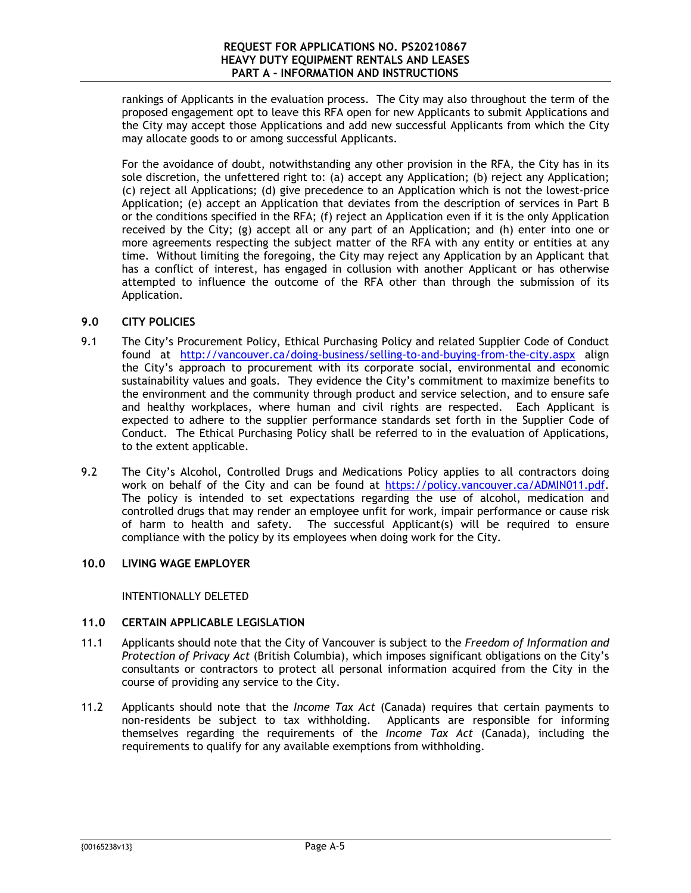rankings of Applicants in the evaluation process. The City may also throughout the term of the proposed engagement opt to leave this RFA open for new Applicants to submit Applications and the City may accept those Applications and add new successful Applicants from which the City may allocate goods to or among successful Applicants.

For the avoidance of doubt, notwithstanding any other provision in the RFA, the City has in its sole discretion, the unfettered right to: (a) accept any Application; (b) reject any Application; (c) reject all Applications; (d) give precedence to an Application which is not the lowest-price Application; (e) accept an Application that deviates from the description of services in Part B or the conditions specified in the RFA; (f) reject an Application even if it is the only Application received by the City; (g) accept all or any part of an Application; and (h) enter into one or more agreements respecting the subject matter of the RFA with any entity or entities at any time. Without limiting the foregoing, the City may reject any Application by an Applicant that has a conflict of interest, has engaged in collusion with another Applicant or has otherwise attempted to influence the outcome of the RFA other than through the submission of its Application.

## 9.0 CITY POLICIES

9.1 The City's Procurement Policy, Ethical Purchasing Policy and related Supplier Code of Conduct found at http://vancouver.ca/doing-business/selling-to-and-buying-from-the-city.aspx align the City's approach to procurement with its corporate social, environmental and economic sustainability values and goals. They evidence the City's commitment to maximize benefits to the environment and the community through product and service selection, and to ensure safe and healthy workplaces, where human and civil rights are respected. Each Applicant is expected to adhere to the supplier performance standards set forth in the Supplier Code of Conduct. The Ethical Purchasing Policy shall be referred to in the evaluation of Applications, to the extent applicable.

9.2 The City's Alcohol, Controlled Drugs and Medications Policy applies to all contractors doing work on behalf of the City and can be found at https://policy.vancouver.ca/ADMIN011.pdf. The policy is intended to set expectations regarding the use of alcohol, medication and controlled drugs that may render an employee unfit for work, impair performance or cause risk of harm to health and safety. The successful Applicant(s) will be required to ensure compliance with the policy by its employees when doing work for the City.

## 10.0 LIVING WAGE EMPLOYER

INTENTIONALLY DELETED

## 11.0 CERTAIN APPLICABLE LEGISLATION

11.1 Applicants should note that the City of Vancouver is subject to the *Freedom of Information and Protection of Privacy Act* (British Columbia), which imposes significant obligations on the City's consultants or contractors to protect all personal information acquired from the City in the course of providing any service to the City.

11.2 Applicants should note that the *Income Tax Act* (Canada) requires that certain payments to non-residents be subject to tax withholding. Applicants are responsible for informing themselves regarding the requirements of the *Income Tax Act* (Canada), including the requirements to qualify for any available exemptions from withholding.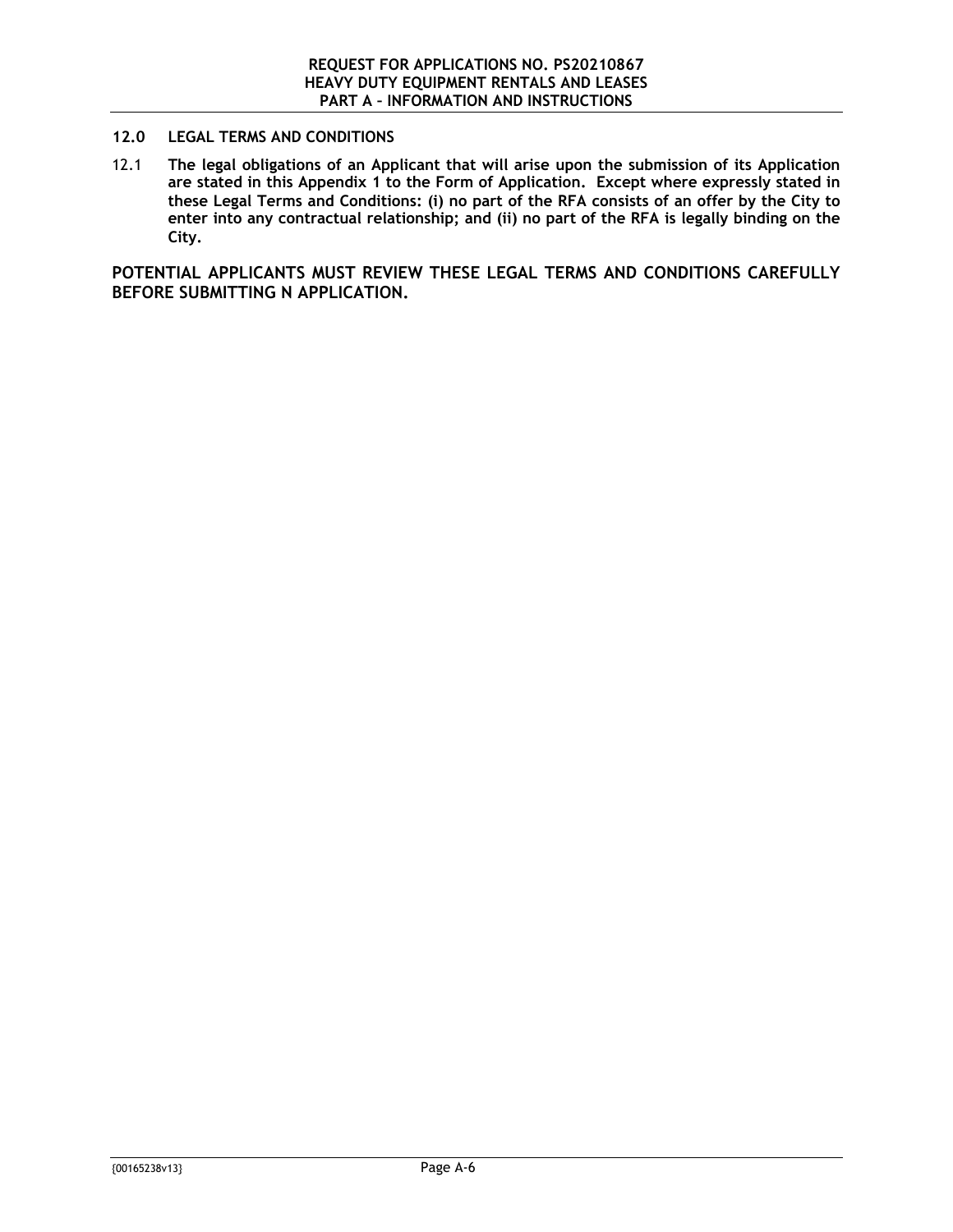## 12.0 LEGAL TERMS AND CONDITIONS

12.1 **The legal obligations of an Applicant that will arise upon the submission of its Application are stated in this Appendix 1 to the Form of Application. Except where expressly stated in these Legal Terms and Conditions: (i) no part of the RFA consists of an offer by the City to enter into any contractual relationship; and (ii) no part of the RFA is legally binding on the City.**

**POTENTIAL APPLICANTS MUST REVIEW THESE LEGAL TERMS AND CONDITIONS CAREFULLY BEFORE SUBMITTING N APPLICATION.**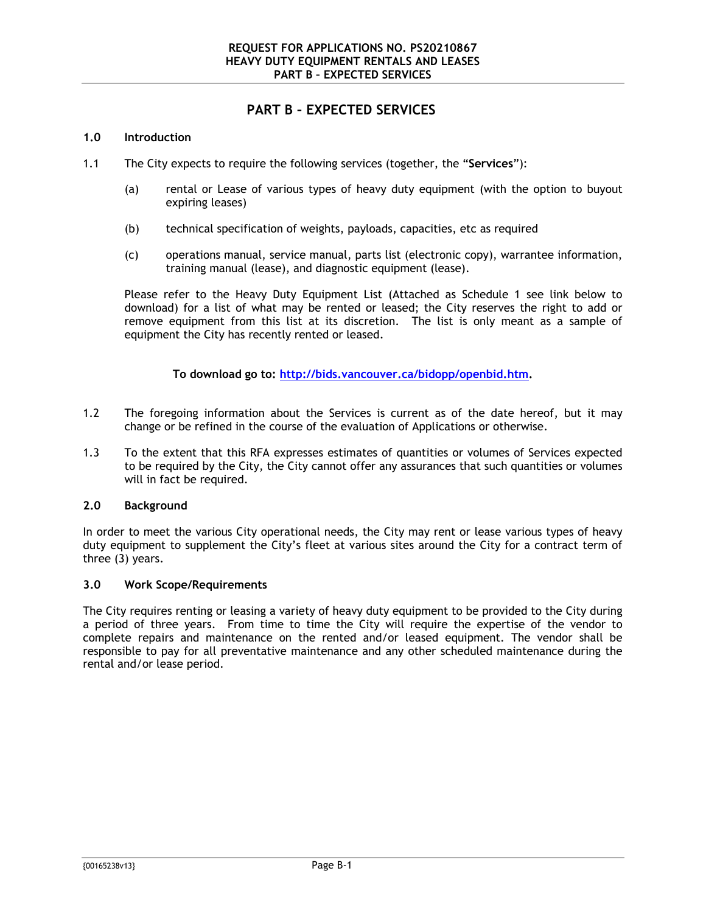# PART B – EXPECTED SERVICES

## 1.0 Introduction

1.1 The City expects to require the following services (together, the "**Services**"):

(a) rental or Lease of various types of heavy duty equipment (with the option to buyout expiring leases)

(b) technical specification of weights, payloads, capacities, etc as required

(c) operations manual, service manual, parts list (electronic copy), warrantee information, training manual (lease), and diagnostic equipment (lease).

Please refer to the Heavy Duty Equipment List (Attached as Schedule 1 see link below to download) for a list of what may be rented or leased; the City reserves the right to add or remove equipment from this list at its discretion. The list is only meant as a sample of equipment the City has recently rented or leased.

**To download go to: [http://bids.vancouver.ca/bidopp/openbid.htm](http://bids.vancouver.ca/bidopp/openbid.htm).**

1.2 The foregoing information about the Services is current as of the date hereof, but it may change or be refined in the course of the evaluation of Applications or otherwise.

1.3 To the extent that this RFA expresses estimates of quantities or volumes of Services expected to be required by the City, the City cannot offer any assurances that such quantities or volumes will in fact be required.

## 2.0 Background

In order to meet the various City operational needs, the City may rent or lease various types of heavy duty equipment to supplement the City's fleet at various sites around the City for a contract term of three (3) years.

## 3.0 Work Scope/Requirements

The City requires renting or leasing a variety of heavy duty equipment to be provided to the City during a period of three years. From time to time the City will require the expertise of the vendor to complete repairs and maintenance on the rented and/or leased equipment. The vendor shall be responsible to pay for all preventative maintenance and any other scheduled maintenance during the rental and/or lease period.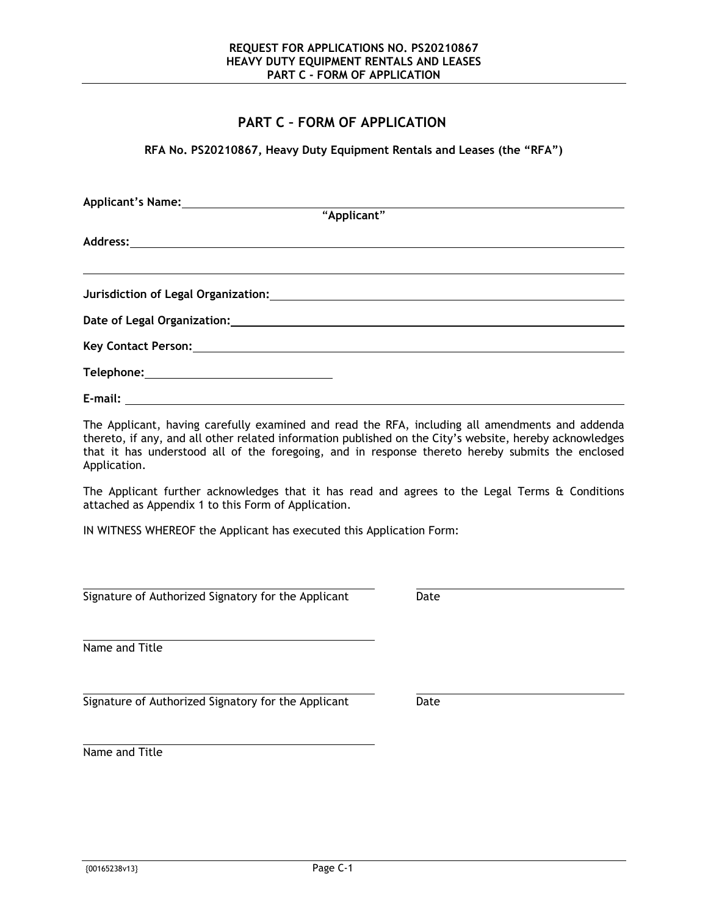# PART C – FORM OF APPLICATION

**RFA No. PS20210867, Heavy Duty Equipment Rentals and Leases (the "RFA")**

**Applicant's Name:** ______________________________________________
"Applicant"

**Address:** ______________________________________________

______________________________________________

**Jurisdiction of Legal Organization:** ______________________________________________

**Date of Legal Organization:** ______________________________________________

**Key Contact Person:** ______________________________________________

**Telephone:** ______________________

**E-mail:** ______________________________________________

The Applicant, having carefully examined and read the RFA, including all amendments and addenda thereto, if any, and all other related information published on the City's website, hereby acknowledges that it has understood all of the foregoing, and in response thereto hereby submits the enclosed Application.

The Applicant further acknowledges that it has read and agrees to the Legal Terms & Conditions attached as Appendix 1 to this Form of Application.

IN WITNESS WHEREOF the Applicant has executed this Application Form:

______________________________________________ ______________________
Signature of Authorized Signatory for the Applicant Date

______________________________________________
Name and Title

______________________________________________ ______________________
Signature of Authorized Signatory for the Applicant Date

______________________________________________
Name and Title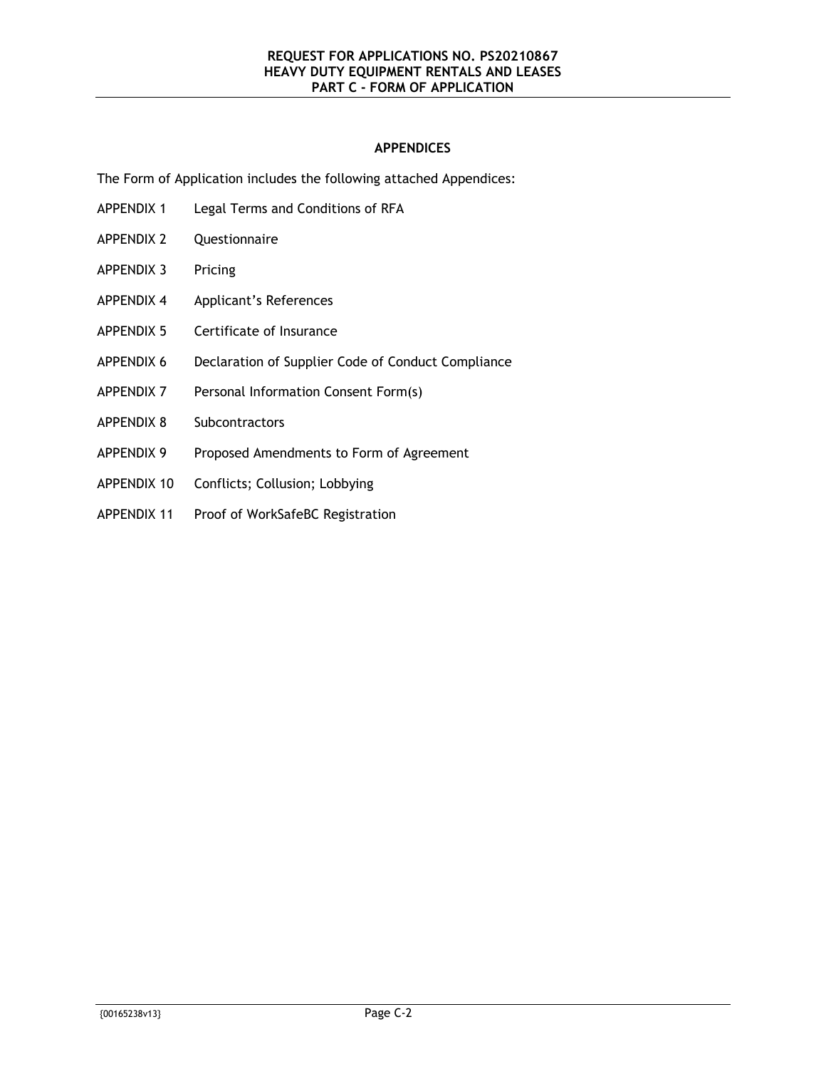## APPENDICES

The Form of Application includes the following attached Appendices:

| | |
|---|---|
| APPENDIX 1 | Legal Terms and Conditions of RFA |
| APPENDIX 2 | Questionnaire |
| APPENDIX 3 | Pricing |
| APPENDIX 4 | Applicant's References |
| APPENDIX 5 | Certificate of Insurance |
| APPENDIX 6 | Declaration of Supplier Code of Conduct Compliance |
| APPENDIX 7 | Personal Information Consent Form(s) |
| APPENDIX 8 | Subcontractors |
| APPENDIX 9 | Proposed Amendments to Form of Agreement |
| APPENDIX 10 | Conflicts; Collusion; Lobbying |
| APPENDIX 11 | Proof of WorkSafeBC Registration |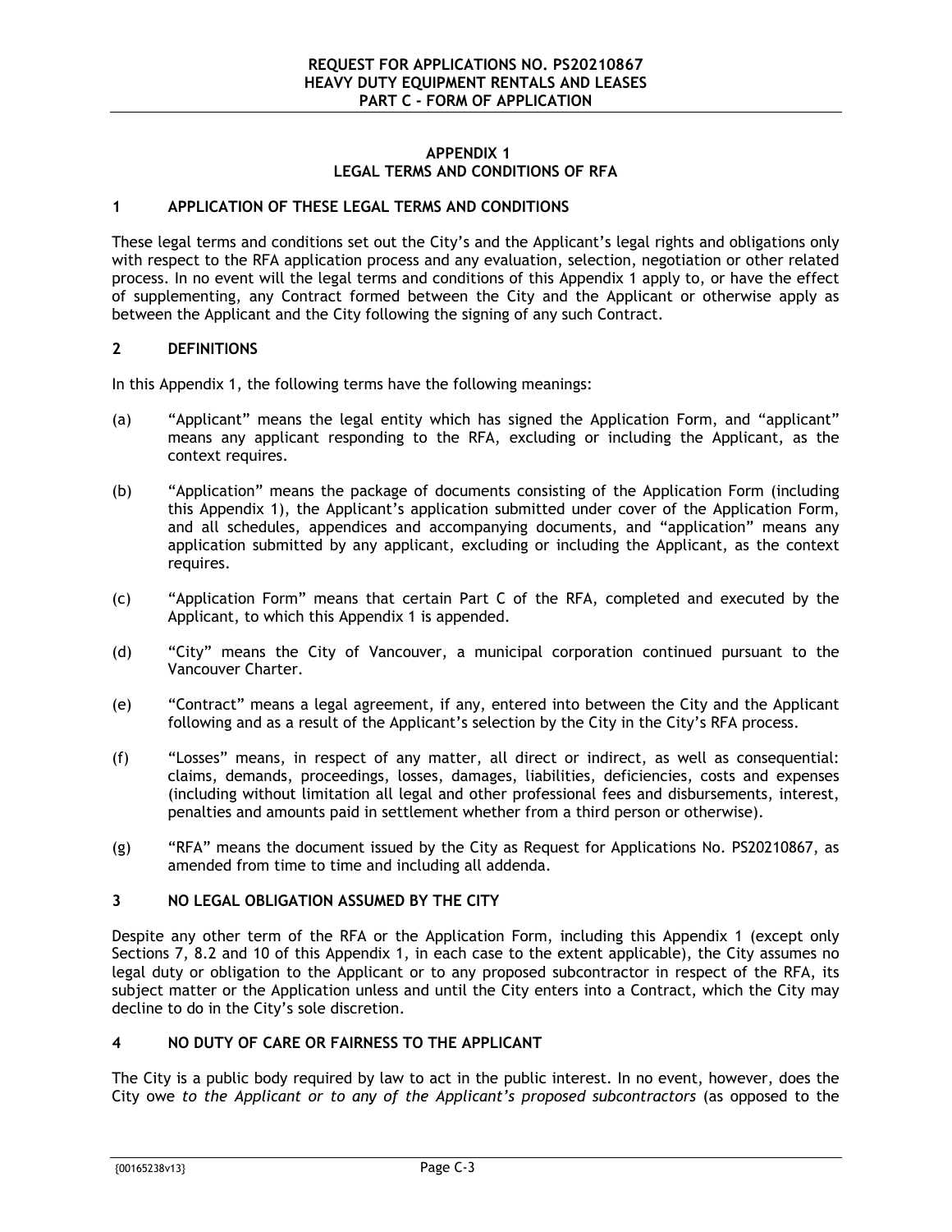## APPENDIX 1
## LEGAL TERMS AND CONDITIONS OF RFA

### 1 APPLICATION OF THESE LEGAL TERMS AND CONDITIONS

These legal terms and conditions set out the City's and the Applicant's legal rights and obligations only with respect to the RFA application process and any evaluation, selection, negotiation or other related process. In no event will the legal terms and conditions of this Appendix 1 apply to, or have the effect of supplementing, any Contract formed between the City and the Applicant or otherwise apply as between the Applicant and the City following the signing of any such Contract.

### 2 DEFINITIONS

In this Appendix 1, the following terms have the following meanings:

(a) "Applicant" means the legal entity which has signed the Application Form, and "applicant" means any applicant responding to the RFA, excluding or including the Applicant, as the context requires.

(b) "Application" means the package of documents consisting of the Application Form (including this Appendix 1), the Applicant's application submitted under cover of the Application Form, and all schedules, appendices and accompanying documents, and "application" means any application submitted by any applicant, excluding or including the Applicant, as the context requires.

(c) "Application Form" means that certain Part C of the RFA, completed and executed by the Applicant, to which this Appendix 1 is appended.

(d) "City" means the City of Vancouver, a municipal corporation continued pursuant to the Vancouver Charter.

(e) "Contract" means a legal agreement, if any, entered into between the City and the Applicant following and as a result of the Applicant's selection by the City in the City's RFA process.

(f) "Losses" means, in respect of any matter, all direct or indirect, as well as consequential: claims, demands, proceedings, losses, damages, liabilities, deficiencies, costs and expenses (including without limitation all legal and other professional fees and disbursements, interest, penalties and amounts paid in settlement whether from a third person or otherwise).

(g) "RFA" means the document issued by the City as Request for Applications No. PS20210867, as amended from time to time and including all addenda.

### 3 NO LEGAL OBLIGATION ASSUMED BY THE CITY

Despite any other term of the RFA or the Application Form, including this Appendix 1 (except only Sections 7, 8.2 and 10 of this Appendix 1, in each case to the extent applicable), the City assumes no legal duty or obligation to the Applicant or to any proposed subcontractor in respect of the RFA, its subject matter or the Application unless and until the City enters into a Contract, which the City may decline to do in the City's sole discretion.

### 4 NO DUTY OF CARE OR FAIRNESS TO THE APPLICANT

The City is a public body required by law to act in the public interest. In no event, however, does the City owe *to the Applicant or to any of the Applicant's proposed subcontractors* (as opposed to the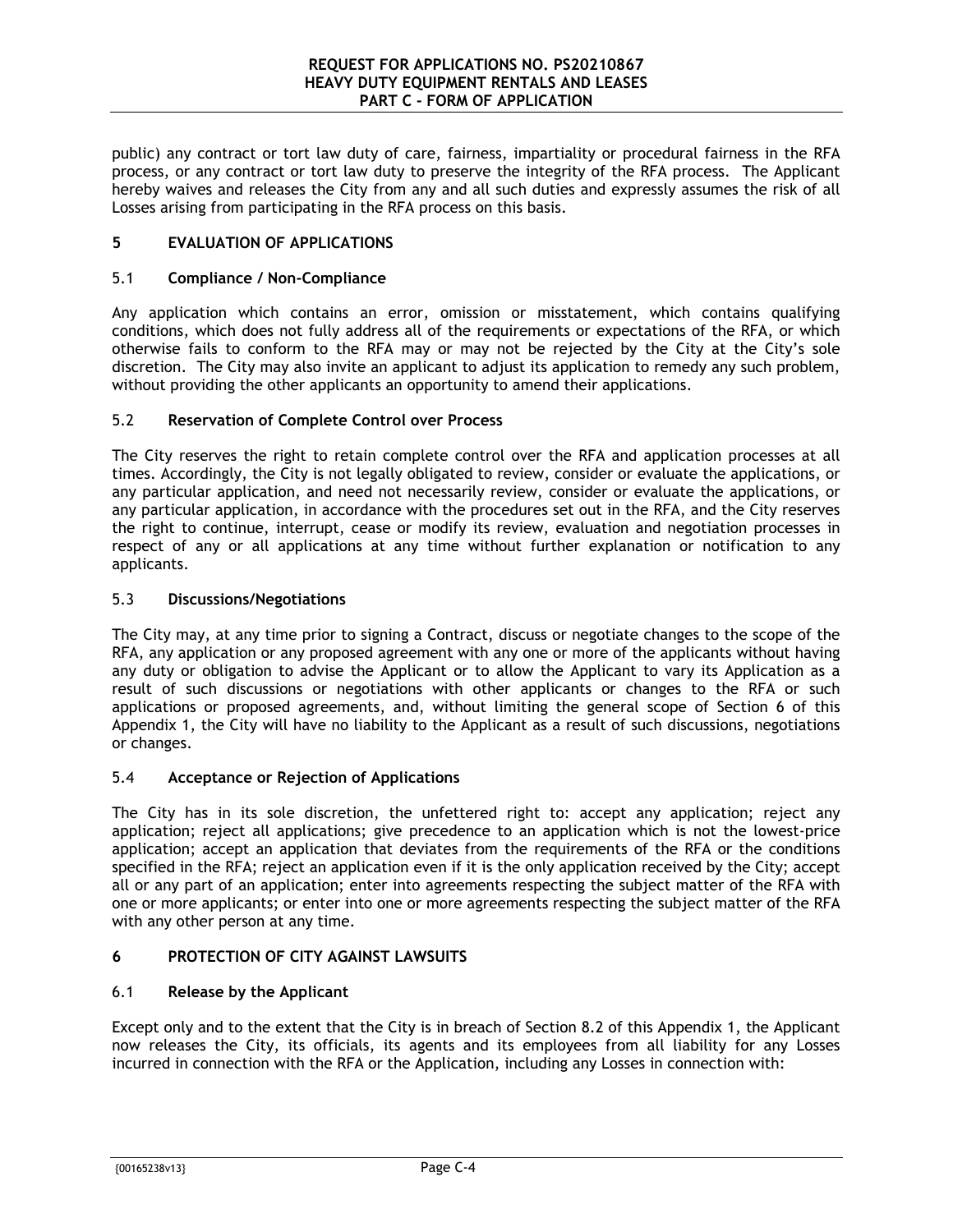public) any contract or tort law duty of care, fairness, impartiality or procedural fairness in the RFA process, or any contract or tort law duty to preserve the integrity of the RFA process. The Applicant hereby waives and releases the City from any and all such duties and expressly assumes the risk of all Losses arising from participating in the RFA process on this basis.

## 5 EVALUATION OF APPLICATIONS

### 5.1 Compliance / Non-Compliance

Any application which contains an error, omission or misstatement, which contains qualifying conditions, which does not fully address all of the requirements or expectations of the RFA, or which otherwise fails to conform to the RFA may or may not be rejected by the City at the City's sole discretion. The City may also invite an applicant to adjust its application to remedy any such problem, without providing the other applicants an opportunity to amend their applications.

### 5.2 Reservation of Complete Control over Process

The City reserves the right to retain complete control over the RFA and application processes at all times. Accordingly, the City is not legally obligated to review, consider or evaluate the applications, or any particular application, and need not necessarily review, consider or evaluate the applications, or any particular application, in accordance with the procedures set out in the RFA, and the City reserves the right to continue, interrupt, cease or modify its review, evaluation and negotiation processes in respect of any or all applications at any time without further explanation or notification to any applicants.

### 5.3 Discussions/Negotiations

The City may, at any time prior to signing a Contract, discuss or negotiate changes to the scope of the RFA, any application or any proposed agreement with any one or more of the applicants without having any duty or obligation to advise the Applicant or to allow the Applicant to vary its Application as a result of such discussions or negotiations with other applicants or changes to the RFA or such applications or proposed agreements, and, without limiting the general scope of Section 6 of this Appendix 1, the City will have no liability to the Applicant as a result of such discussions, negotiations or changes.

### 5.4 Acceptance or Rejection of Applications

The City has in its sole discretion, the unfettered right to: accept any application; reject any application; reject all applications; give precedence to an application which is not the lowest-price application; accept an application that deviates from the requirements of the RFA or the conditions specified in the RFA; reject an application even if it is the only application received by the City; accept all or any part of an application; enter into agreements respecting the subject matter of the RFA with one or more applicants; or enter into one or more agreements respecting the subject matter of the RFA with any other person at any time.

## 6 PROTECTION OF CITY AGAINST LAWSUITS

### 6.1 Release by the Applicant

Except only and to the extent that the City is in breach of Section 8.2 of this Appendix 1, the Applicant now releases the City, its officials, its agents and its employees from all liability for any Losses incurred in connection with the RFA or the Application, including any Losses in connection with: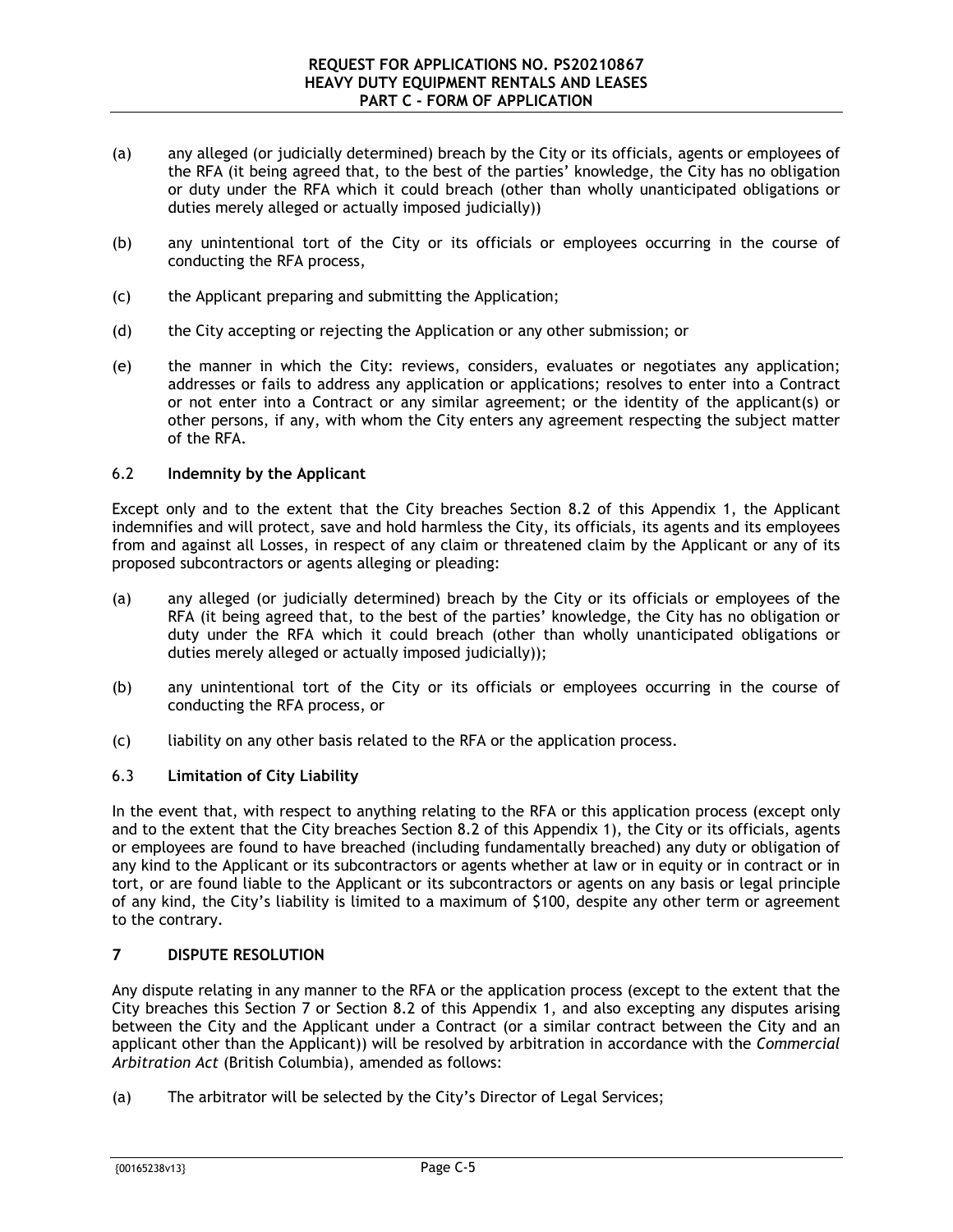(a) any alleged (or judicially determined) breach by the City or its officials, agents or employees of the RFA (it being agreed that, to the best of the parties' knowledge, the City has no obligation or duty under the RFA which it could breach (other than wholly unanticipated obligations or duties merely alleged or actually imposed judicially))

(b) any unintentional tort of the City or its officials or employees occurring in the course of conducting the RFA process,

(c) the Applicant preparing and submitting the Application;

(d) the City accepting or rejecting the Application or any other submission; or

(e) the manner in which the City: reviews, considers, evaluates or negotiates any application; addresses or fails to address any application or applications; resolves to enter into a Contract or not enter into a Contract or any similar agreement; or the identity of the applicant(s) or other persons, if any, with whom the City enters any agreement respecting the subject matter of the RFA.

### 6.2 **Indemnity by the Applicant**

Except only and to the extent that the City breaches Section 8.2 of this Appendix 1, the Applicant indemnifies and will protect, save and hold harmless the City, its officials, its agents and its employees from and against all Losses, in respect of any claim or threatened claim by the Applicant or any of its proposed subcontractors or agents alleging or pleading:

(a) any alleged (or judicially determined) breach by the City or its officials or employees of the RFA (it being agreed that, to the best of the parties' knowledge, the City has no obligation or duty under the RFA which it could breach (other than wholly unanticipated obligations or duties merely alleged or actually imposed judicially));

(b) any unintentional tort of the City or its officials or employees occurring in the course of conducting the RFA process, or

(c) liability on any other basis related to the RFA or the application process.

### 6.3 **Limitation of City Liability**

In the event that, with respect to anything relating to the RFA or this application process (except only and to the extent that the City breaches Section 8.2 of this Appendix 1), the City or its officials, agents or employees are found to have breached (including fundamentally breached) any duty or obligation of any kind to the Applicant or its subcontractors or agents whether at law or in equity or in contract or in tort, or are found liable to the Applicant or its subcontractors or agents on any basis or legal principle of any kind, the City's liability is limited to a maximum of $100, despite any other term or agreement to the contrary.

## 7 DISPUTE RESOLUTION

Any dispute relating in any manner to the RFA or the application process (except to the extent that the City breaches this Section 7 or Section 8.2 of this Appendix 1, and also excepting any disputes arising between the City and the Applicant under a Contract (or a similar contract between the City and an applicant other than the Applicant)) will be resolved by arbitration in accordance with the *Commercial Arbitration Act* (British Columbia), amended as follows:

(a) The arbitrator will be selected by the City's Director of Legal Services;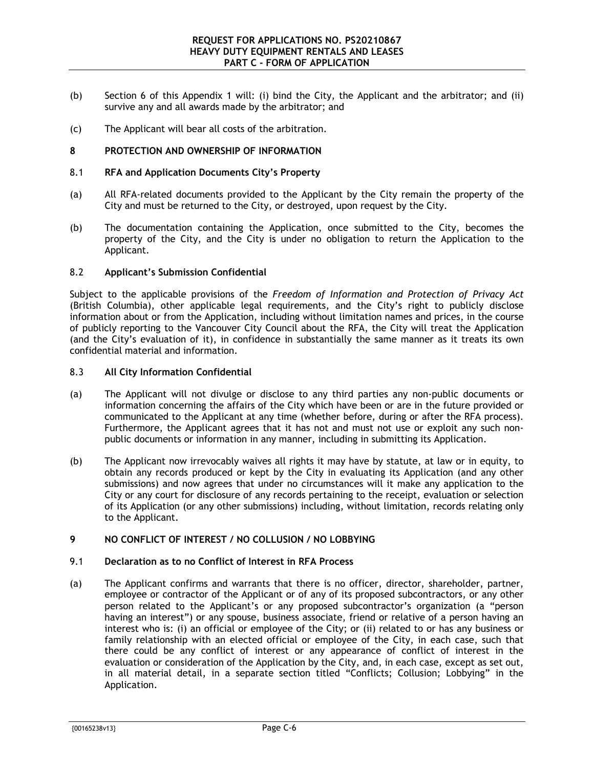(b) Section 6 of this Appendix 1 will: (i) bind the City, the Applicant and the arbitrator; and (ii) survive any and all awards made by the arbitrator; and

(c) The Applicant will bear all costs of the arbitration.

## 8 PROTECTION AND OWNERSHIP OF INFORMATION

### 8.1 RFA and Application Documents City's Property

(a) All RFA-related documents provided to the Applicant by the City remain the property of the City and must be returned to the City, or destroyed, upon request by the City.

(b) The documentation containing the Application, once submitted to the City, becomes the property of the City, and the City is under no obligation to return the Application to the Applicant.

### 8.2 Applicant's Submission Confidential

Subject to the applicable provisions of the *Freedom of Information and Protection of Privacy Act* (British Columbia), other applicable legal requirements, and the City's right to publicly disclose information about or from the Application, including without limitation names and prices, in the course of publicly reporting to the Vancouver City Council about the RFA, the City will treat the Application (and the City's evaluation of it), in confidence in substantially the same manner as it treats its own confidential material and information.

### 8.3 All City Information Confidential

(a) The Applicant will not divulge or disclose to any third parties any non-public documents or information concerning the affairs of the City which have been or are in the future provided or communicated to the Applicant at any time (whether before, during or after the RFA process). Furthermore, the Applicant agrees that it has not and must not use or exploit any such non-public documents or information in any manner, including in submitting its Application.

(b) The Applicant now irrevocably waives all rights it may have by statute, at law or in equity, to obtain any records produced or kept by the City in evaluating its Application (and any other submissions) and now agrees that under no circumstances will it make any application to the City or any court for disclosure of any records pertaining to the receipt, evaluation or selection of its Application (or any other submissions) including, without limitation, records relating only to the Applicant.

## 9 NO CONFLICT OF INTEREST / NO COLLUSION / NO LOBBYING

### 9.1 Declaration as to no Conflict of Interest in RFA Process

(a) The Applicant confirms and warrants that there is no officer, director, shareholder, partner, employee or contractor of the Applicant or of any of its proposed subcontractors, or any other person related to the Applicant's or any proposed subcontractor's organization (a "person having an interest") or any spouse, business associate, friend or relative of a person having an interest who is: (i) an official or employee of the City; or (ii) related to or has any business or family relationship with an elected official or employee of the City, in each case, such that there could be any conflict of interest or any appearance of conflict of interest in the evaluation or consideration of the Application by the City, and, in each case, except as set out, in all material detail, in a separate section titled "Conflicts; Collusion; Lobbying" in the Application.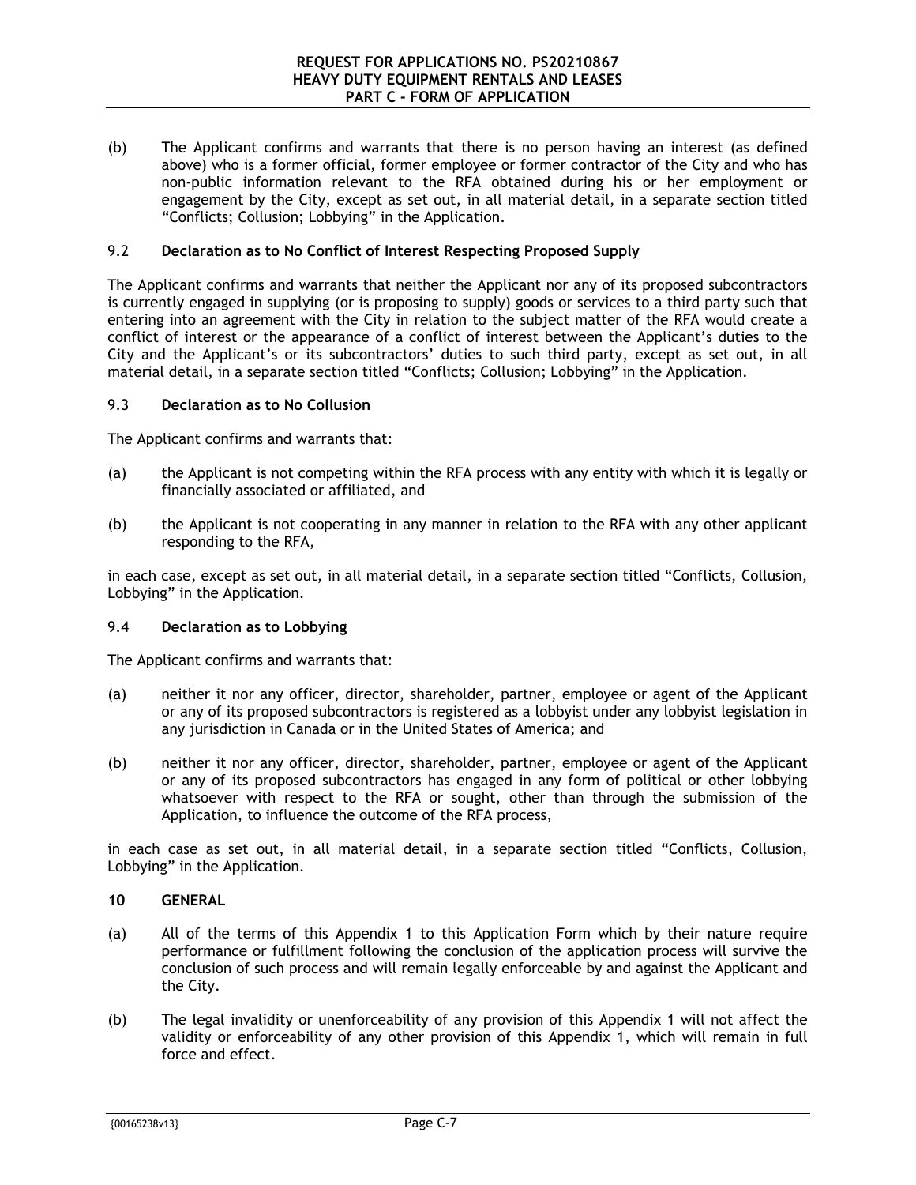(b) The Applicant confirms and warrants that there is no person having an interest (as defined above) who is a former official, former employee or former contractor of the City and who has non-public information relevant to the RFA obtained during his or her employment or engagement by the City, except as set out, in all material detail, in a separate section titled "Conflicts; Collusion; Lobbying" in the Application.

### 9.2 Declaration as to No Conflict of Interest Respecting Proposed Supply

The Applicant confirms and warrants that neither the Applicant nor any of its proposed subcontractors is currently engaged in supplying (or is proposing to supply) goods or services to a third party such that entering into an agreement with the City in relation to the subject matter of the RFA would create a conflict of interest or the appearance of a conflict of interest between the Applicant's duties to the City and the Applicant's or its subcontractors' duties to such third party, except as set out, in all material detail, in a separate section titled "Conflicts; Collusion; Lobbying" in the Application.

### 9.3 Declaration as to No Collusion

The Applicant confirms and warrants that:

(a) the Applicant is not competing within the RFA process with any entity with which it is legally or financially associated or affiliated, and

(b) the Applicant is not cooperating in any manner in relation to the RFA with any other applicant responding to the RFA,

in each case, except as set out, in all material detail, in a separate section titled "Conflicts, Collusion, Lobbying" in the Application.

### 9.4 Declaration as to Lobbying

The Applicant confirms and warrants that:

(a) neither it nor any officer, director, shareholder, partner, employee or agent of the Applicant or any of its proposed subcontractors is registered as a lobbyist under any lobbyist legislation in any jurisdiction in Canada or in the United States of America; and

(b) neither it nor any officer, director, shareholder, partner, employee or agent of the Applicant or any of its proposed subcontractors has engaged in any form of political or other lobbying whatsoever with respect to the RFA or sought, other than through the submission of the Application, to influence the outcome of the RFA process,

in each case as set out, in all material detail, in a separate section titled "Conflicts, Collusion, Lobbying" in the Application.

## 10 GENERAL

(a) All of the terms of this Appendix 1 to this Application Form which by their nature require performance or fulfillment following the conclusion of the application process will survive the conclusion of such process and will remain legally enforceable by and against the Applicant and the City.

(b) The legal invalidity or unenforceability of any provision of this Appendix 1 will not affect the validity or enforceability of any other provision of this Appendix 1, which will remain in full force and effect.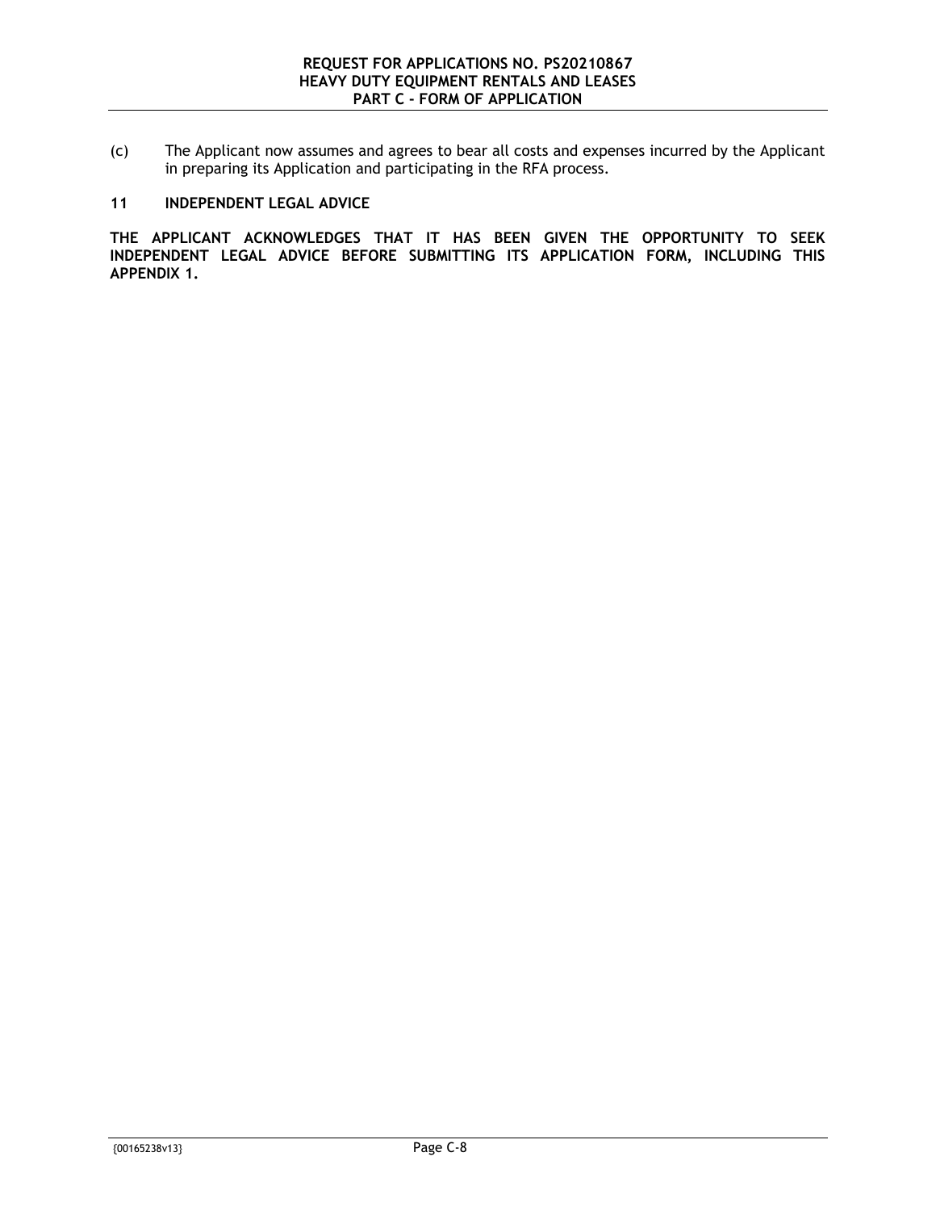(c) The Applicant now assumes and agrees to bear all costs and expenses incurred by the Applicant in preparing its Application and participating in the RFA process.

## 11 INDEPENDENT LEGAL ADVICE

**THE APPLICANT ACKNOWLEDGES THAT IT HAS BEEN GIVEN THE OPPORTUNITY TO SEEK INDEPENDENT LEGAL ADVICE BEFORE SUBMITTING ITS APPLICATION FORM, INCLUDING THIS APPENDIX 1.**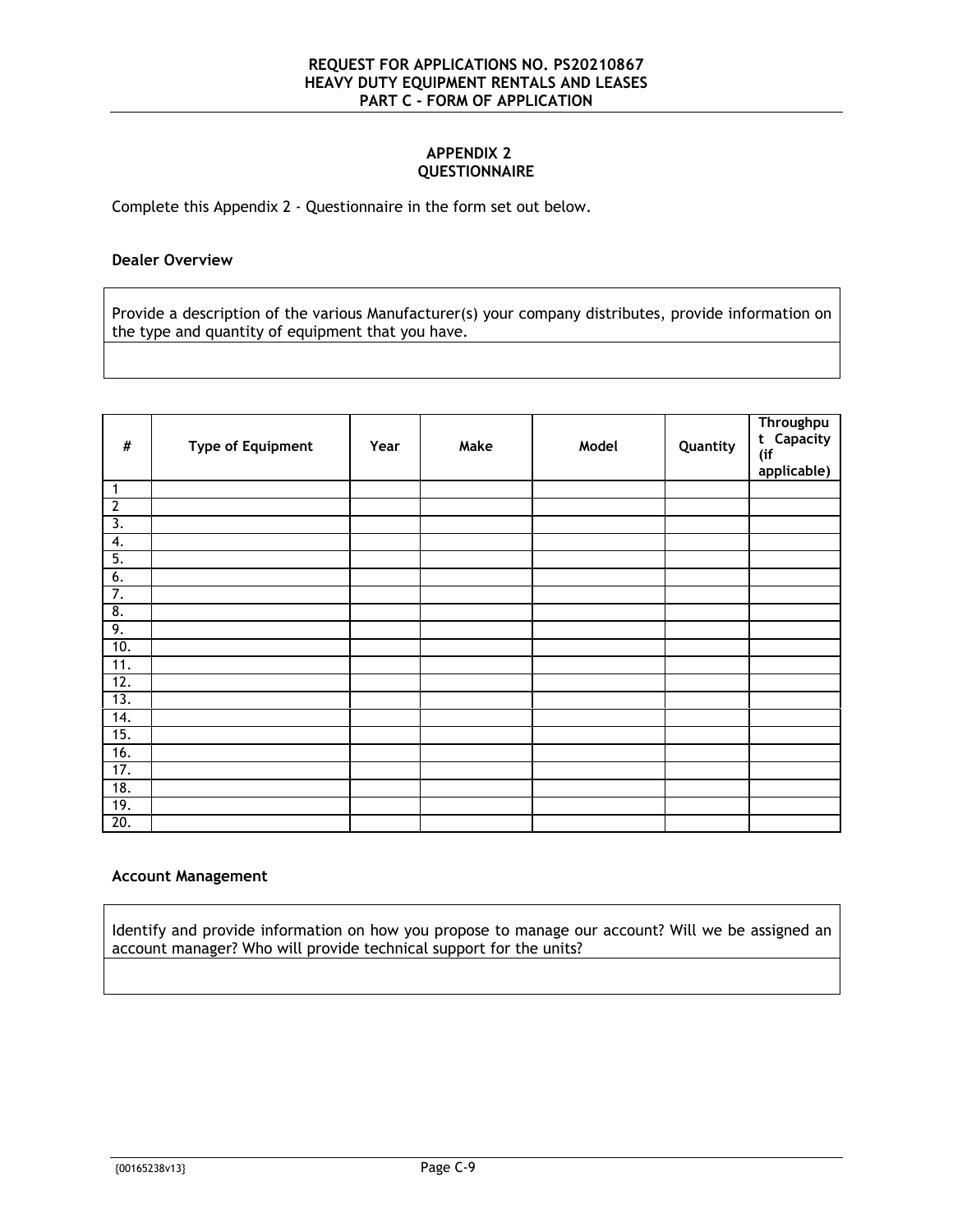## APPENDIX 2
## QUESTIONNAIRE

Complete this Appendix 2 - Questionnaire in the form set out below.

**Dealer Overview**

| Provide a description of the various Manufacturer(s) your company distributes, provide information on the type and quantity of equipment that you have. |
|---|
| |

| # | Type of Equipment | Year | Make | Model | Quantity | Throughput Capacity (if applicable) |
|---|---|---|---|---|---|---|
| 1 | | | | | | |
| 2 | | | | | | |
| 3. | | | | | | |
| 4. | | | | | | |
| 5. | | | | | | |
| 6. | | | | | | |
| 7. | | | | | | |
| 8. | | | | | | |
| 9. | | | | | | |
| 10. | | | | | | |
| 11. | | | | | | |
| 12. | | | | | | |
| 13. | | | | | | |
| 14. | | | | | | |
| 15. | | | | | | |
| 16. | | | | | | |
| 17. | | | | | | |
| 18. | | | | | | |
| 19. | | | | | | |
| 20. | | | | | | |

**Account Management**

| Identify and provide information on how you propose to manage our account? Will we be assigned an account manager? Who will provide technical support for the units? |
|---|
| |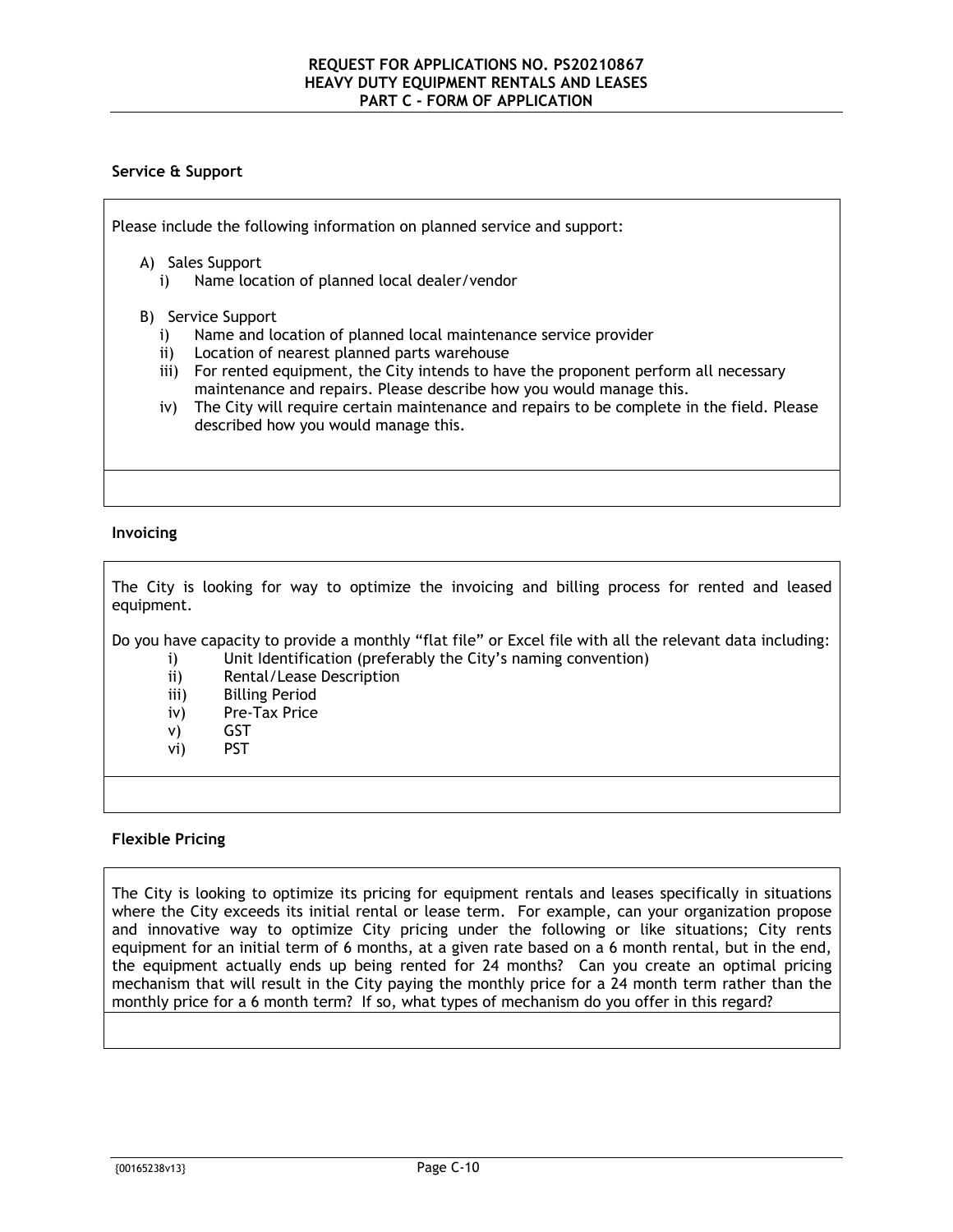### Service & Support

Please include the following information on planned service and support:

A) Sales Support
   i) Name location of planned local dealer/vendor

B) Service Support
   i) Name and location of planned local maintenance service provider
   ii) Location of nearest planned parts warehouse
   iii) For rented equipment, the City intends to have the proponent perform all necessary maintenance and repairs. Please describe how you would manage this.
   iv) The City will require certain maintenance and repairs to be complete in the field. Please described how you would manage this.

### Invoicing

The City is looking for way to optimize the invoicing and billing process for rented and leased equipment.

Do you have capacity to provide a monthly "flat file" or Excel file with all the relevant data including:

i) Unit Identification (preferably the City's naming convention)
ii) Rental/Lease Description
iii) Billing Period
iv) Pre-Tax Price
v) GST
vi) PST

### Flexible Pricing

The City is looking to optimize its pricing for equipment rentals and leases specifically in situations where the City exceeds its initial rental or lease term. For example, can your organization propose and innovative way to optimize City pricing under the following or like situations; City rents equipment for an initial term of 6 months, at a given rate based on a 6 month rental, but in the end, the equipment actually ends up being rented for 24 months? Can you create an optimal pricing mechanism that will result in the City paying the monthly price for a 24 month term rather than the monthly price for a 6 month term? If so, what types of mechanism do you offer in this regard?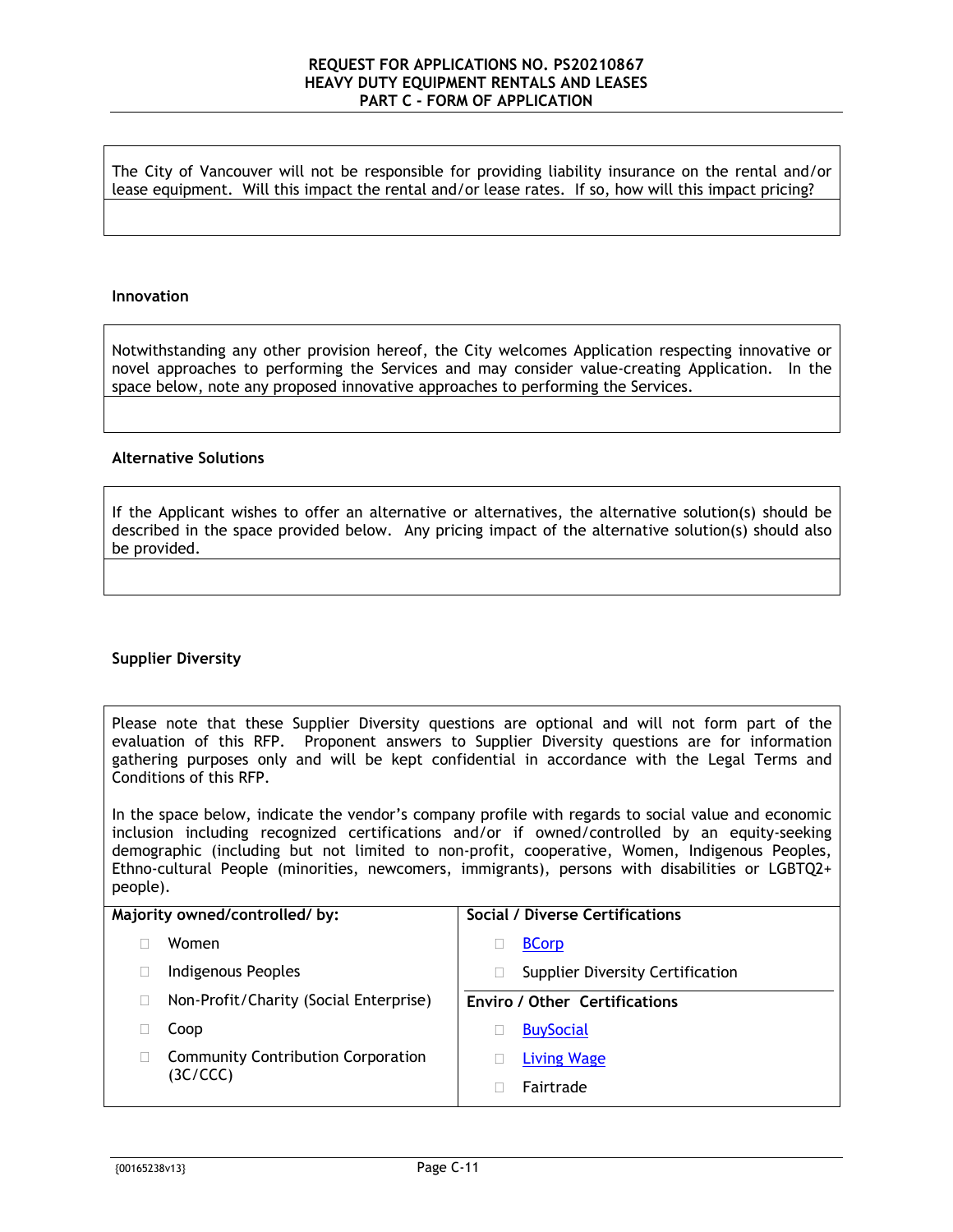| The City of Vancouver will not be responsible for providing liability insurance on the rental and/or lease equipment. Will this impact the rental and/or lease rates. If so, how will this impact pricing? |
|---|
| |

**Innovation**

| Notwithstanding any other provision hereof, the City welcomes Application respecting innovative or novel approaches to performing the Services and may consider value-creating Application. In the space below, note any proposed innovative approaches to performing the Services. |
|---|
| |

**Alternative Solutions**

| If the Applicant wishes to offer an alternative or alternatives, the alternative solution(s) should be described in the space provided below. Any pricing impact of the alternative solution(s) should also be provided. |
|---|
| |

**Supplier Diversity**

Please note that these Supplier Diversity questions are optional and will not form part of the evaluation of this RFP. Proponent answers to Supplier Diversity questions are for information gathering purposes only and will be kept confidential in accordance with the Legal Terms and Conditions of this RFP.

In the space below, indicate the vendor's company profile with regards to social value and economic inclusion including recognized certifications and/or if owned/controlled by an equity-seeking demographic (including but not limited to non-profit, cooperative, Women, Indigenous Peoples, Ethno-cultural People (minorities, newcomers, immigrants), persons with disabilities or LGBTQ2+ people).

| Majority owned/controlled/ by: | Social / Diverse Certifications |
|---|---|
| ☐ Women | ☐ BCorp |
| ☐ Indigenous Peoples | ☐ Supplier Diversity Certification |
| ☐ Non-Profit/Charity (Social Enterprise) | **Enviro / Other Certifications** |
| ☐ Coop | ☐ BuySocial |
| ☐ Community Contribution Corporation (3C/CCC) | ☐ Living Wage |
| | ☐ Fairtrade |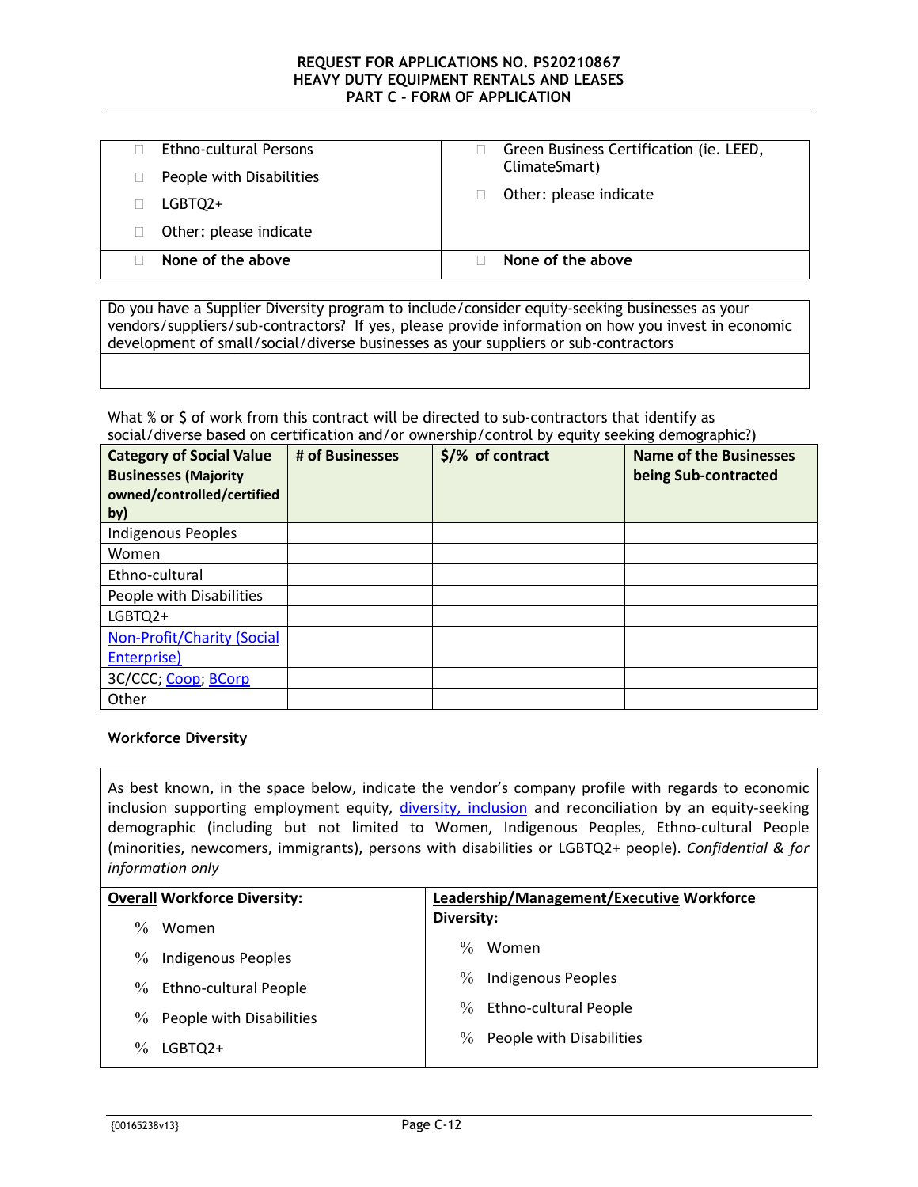| | |
|---|---|
| ☐ Ethno-cultural Persons<br>☐ People with Disabilities<br>☐ LGBTQ2+<br>☐ Other: please indicate | ☐ Green Business Certification (ie. LEED, ClimateSmart)<br>☐ Other: please indicate |
| ☐ **None of the above** | ☐ **None of the above** |

| Do you have a Supplier Diversity program to include/consider equity-seeking businesses as your vendors/suppliers/sub-contractors? If yes, please provide information on how you invest in economic development of small/social/diverse businesses as your suppliers or sub-contractors |
|---|
| |

What % or $ of work from this contract will be directed to sub-contractors that identify as social/diverse based on certification and/or ownership/control by equity seeking demographic?)

| Category of Social Value Businesses (Majority owned/controlled/certified by) | # of Businesses | $/% of contract | Name of the Businesses being Sub-contracted |
|---|---|---|---|
| Indigenous Peoples | | | |
| Women | | | |
| Ethno-cultural | | | |
| People with Disabilities | | | |
| LGBTQ2+ | | | |
| Non-Profit/Charity (Social Enterprise) | | | |
| 3C/CCC; Coop; BCorp | | | |
| Other | | | |

**Workforce Diversity**

As best known, in the space below, indicate the vendor's company profile with regards to economic inclusion supporting employment equity, diversity, inclusion and reconciliation by an equity-seeking demographic (including but not limited to Women, Indigenous Peoples, Ethno-cultural People (minorities, newcomers, immigrants), persons with disabilities or LGBTQ2+ people). *Confidential & for information only*

| **Overall Workforce Diversity:** | **Leadership/Management/Executive Workforce Diversity:** |
|---|---|
| % Women<br>% Indigenous Peoples<br>% Ethno-cultural People<br>% People with Disabilities<br>% LGBTQ2+ | % Women<br>% Indigenous Peoples<br>% Ethno-cultural People<br>% People with Disabilities |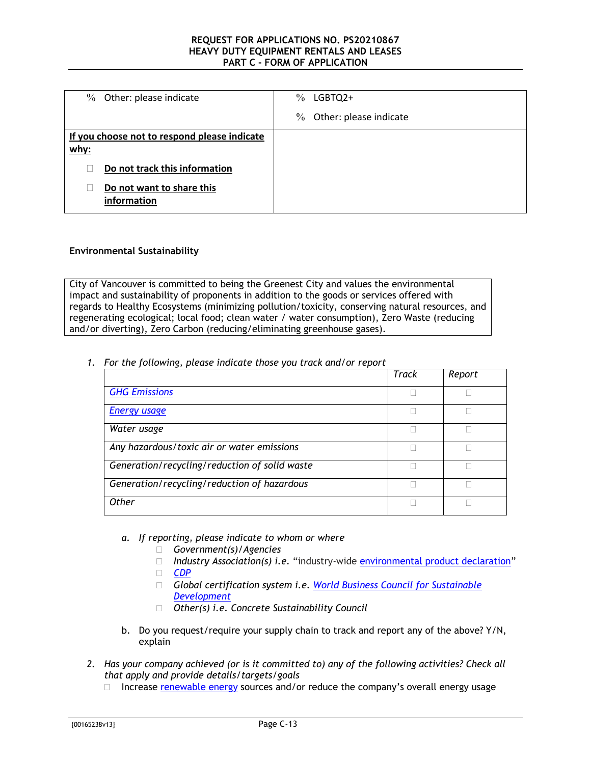| % Other: please indicate | % LGBTQ2+<br>% Other: please indicate |
|---|---|
| **If you choose not to respond please indicate why:**<br>☐ **Do not track this information**<br>☐ **Do not want to share this information** | |

**Environmental Sustainability**

City of Vancouver is committed to being the Greenest City and values the environmental impact and sustainability of proponents in addition to the goods or services offered with regards to Healthy Ecosystems (minimizing pollution/toxicity, conserving natural resources, and regenerating ecological; local food; clean water / water consumption), Zero Waste (reducing and/or diverting), Zero Carbon (reducing/eliminating greenhouse gases).

1. *For the following, please indicate those you track and/or report*

| | *Track* | *Report* |
|---|---|---|
| *GHG Emissions* | ☐ | ☐ |
| *Energy usage* | ☐ | ☐ |
| *Water usage* | ☐ | ☐ |
| *Any hazardous/toxic air or water emissions* | ☐ | ☐ |
| *Generation/recycling/reduction of solid waste* | ☐ | ☐ |
| *Generation/recycling/reduction of hazardous* | ☐ | ☐ |
| *Other* | ☐ | ☐ |

   a. *If reporting, please indicate to whom or where*
      - ☐ *Government(s)/Agencies*
      - ☐ *Industry Association(s) i.e.* "industry-wide environmental product declaration"
      - ☐ *CDP*
      - ☐ *Global certification system i.e. World Business Council for Sustainable Development*
      - ☐ *Other(s) i.e. Concrete Sustainability Council*

   b. Do you request/require your supply chain to track and report any of the above? Y/N, explain

2. *Has your company achieved (or is it committed to) any of the following activities? Check all that apply and provide details/targets/goals*
   - ☐ Increase renewable energy sources and/or reduce the company's overall energy usage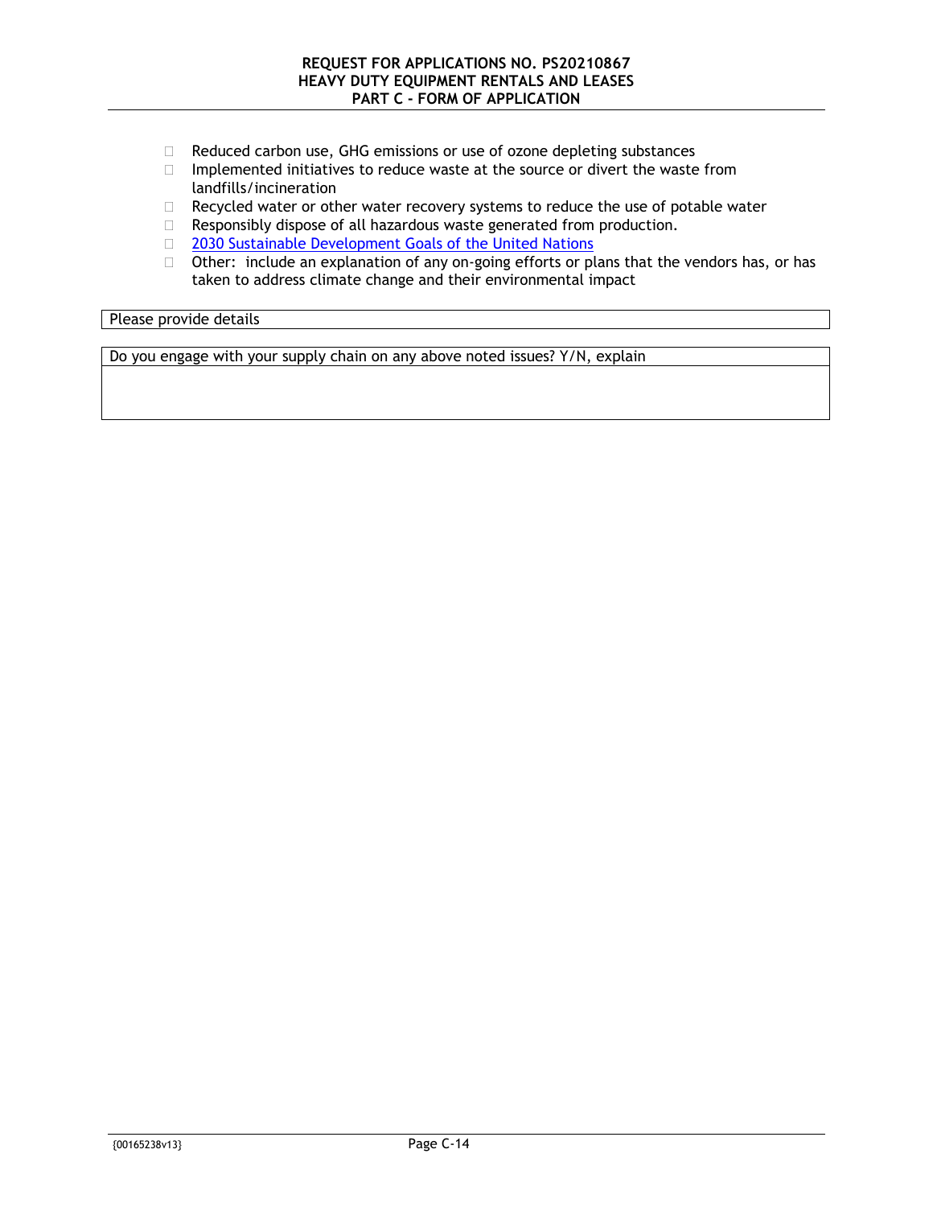- ☐ Reduced carbon use, GHG emissions or use of ozone depleting substances
- ☐ Implemented initiatives to reduce waste at the source or divert the waste from landfills/incineration
- ☐ Recycled water or other water recovery systems to reduce the use of potable water
- ☐ Responsibly dispose of all hazardous waste generated from production.
- ☐ 2030 Sustainable Development Goals of the United Nations
- ☐ Other: include an explanation of any on-going efforts or plans that the vendors has, or has taken to address climate change and their environmental impact

| Please provide details |
| --- |

| Do you engage with your supply chain on any above noted issues? Y/N, explain |
| --- |
| |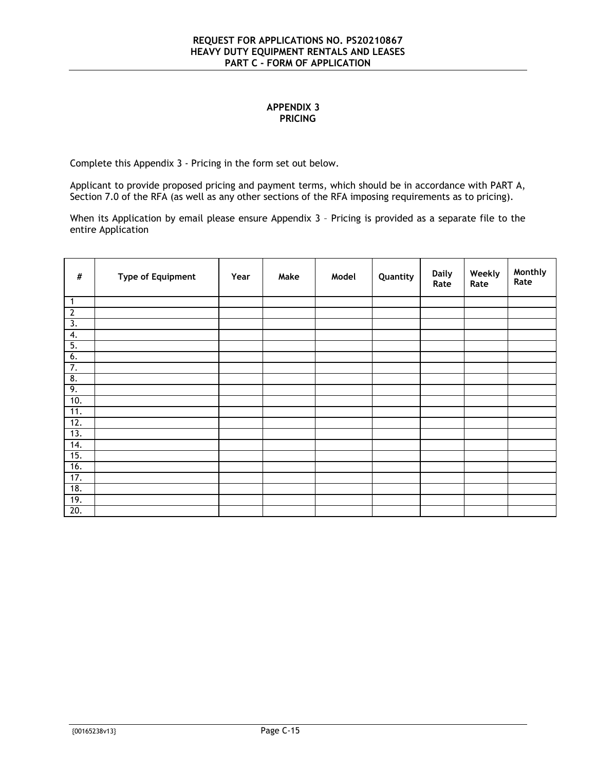## APPENDIX 3
## PRICING

Complete this Appendix 3 - Pricing in the form set out below.

Applicant to provide proposed pricing and payment terms, which should be in accordance with PART A, Section 7.0 of the RFA (as well as any other sections of the RFA imposing requirements as to pricing).

When its Application by email please ensure Appendix 3 – Pricing is provided as a separate file to the entire Application

| # | Type of Equipment | Year | Make | Model | Quantity | Daily Rate | Weekly Rate | Monthly Rate |
|---|---|---|---|---|---|---|---|---|
| 1 | | | | | | | | |
| 2 | | | | | | | | |
| 3. | | | | | | | | |
| 4. | | | | | | | | |
| 5. | | | | | | | | |
| 6. | | | | | | | | |
| 7. | | | | | | | | |
| 8. | | | | | | | | |
| 9. | | | | | | | | |
| 10. | | | | | | | | |
| 11. | | | | | | | | |
| 12. | | | | | | | | |
| 13. | | | | | | | | |
| 14. | | | | | | | | |
| 15. | | | | | | | | |
| 16. | | | | | | | | |
| 17. | | | | | | | | |
| 18. | | | | | | | | |
| 19. | | | | | | | | |
| 20. | | | | | | | | |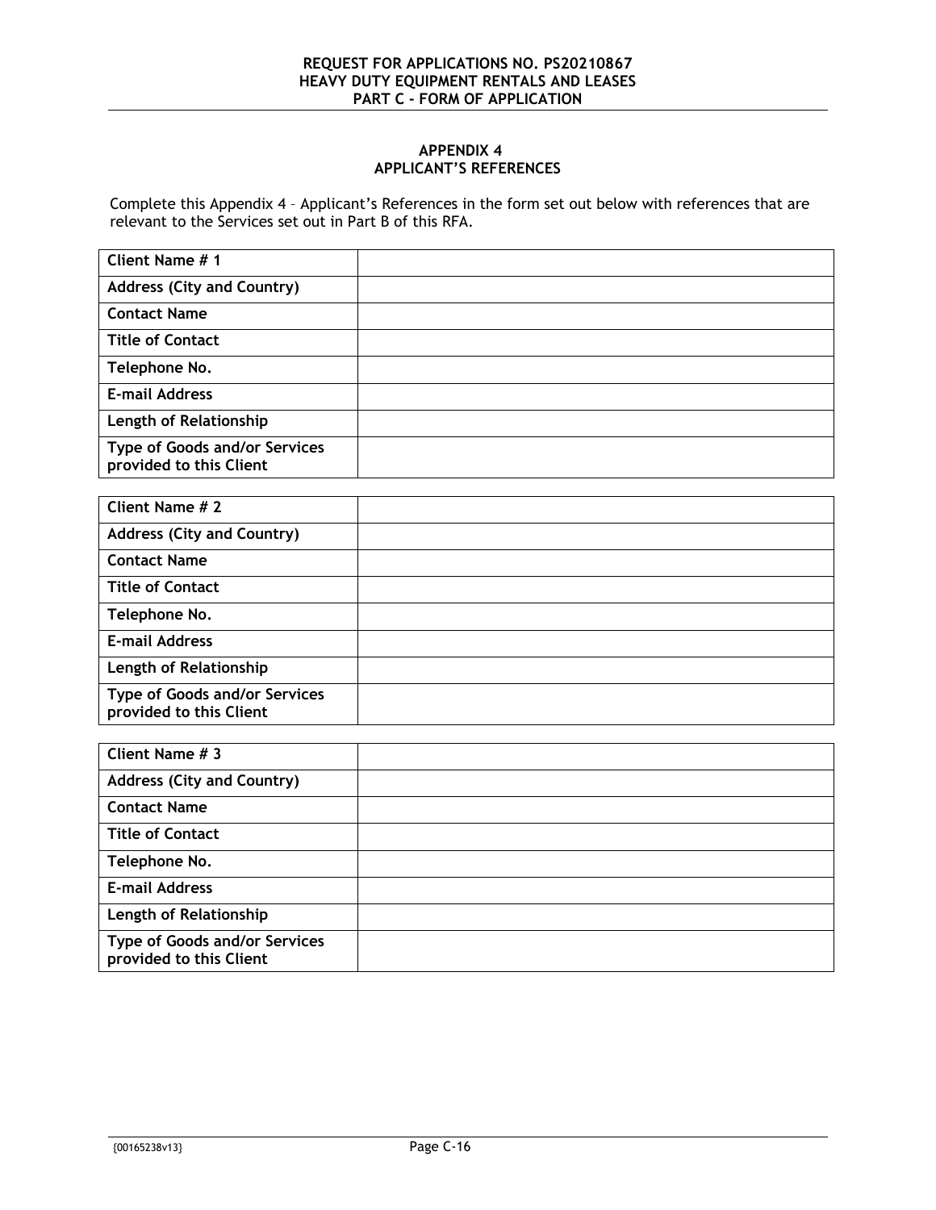## APPENDIX 4
## APPLICANT'S REFERENCES

Complete this Appendix 4 – Applicant's References in the form set out below with references that are relevant to the Services set out in Part B of this RFA.

| **Client Name # 1** | |
|---|---|
| **Address (City and Country)** | |
| **Contact Name** | |
| **Title of Contact** | |
| **Telephone No.** | |
| **E-mail Address** | |
| **Length of Relationship** | |
| **Type of Goods and/or Services provided to this Client** | |

| **Client Name # 2** | |
|---|---|
| **Address (City and Country)** | |
| **Contact Name** | |
| **Title of Contact** | |
| **Telephone No.** | |
| **E-mail Address** | |
| **Length of Relationship** | |
| **Type of Goods and/or Services provided to this Client** | |

| **Client Name # 3** | |
|---|---|
| **Address (City and Country)** | |
| **Contact Name** | |
| **Title of Contact** | |
| **Telephone No.** | |
| **E-mail Address** | |
| **Length of Relationship** | |
| **Type of Goods and/or Services provided to this Client** | |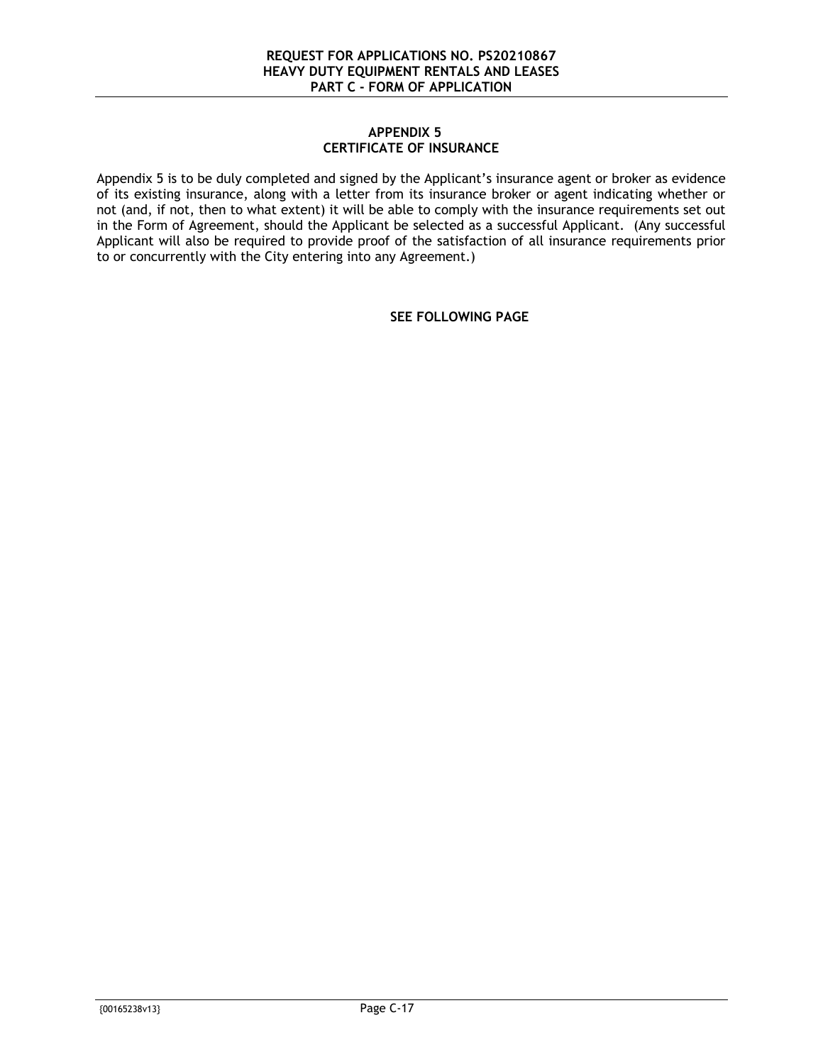## APPENDIX 5
## CERTIFICATE OF INSURANCE

Appendix 5 is to be duly completed and signed by the Applicant's insurance agent or broker as evidence of its existing insurance, along with a letter from its insurance broker or agent indicating whether or not (and, if not, then to what extent) it will be able to comply with the insurance requirements set out in the Form of Agreement, should the Applicant be selected as a successful Applicant. (Any successful Applicant will also be required to provide proof of the satisfaction of all insurance requirements prior to or concurrently with the City entering into any Agreement.)

**SEE FOLLOWING PAGE**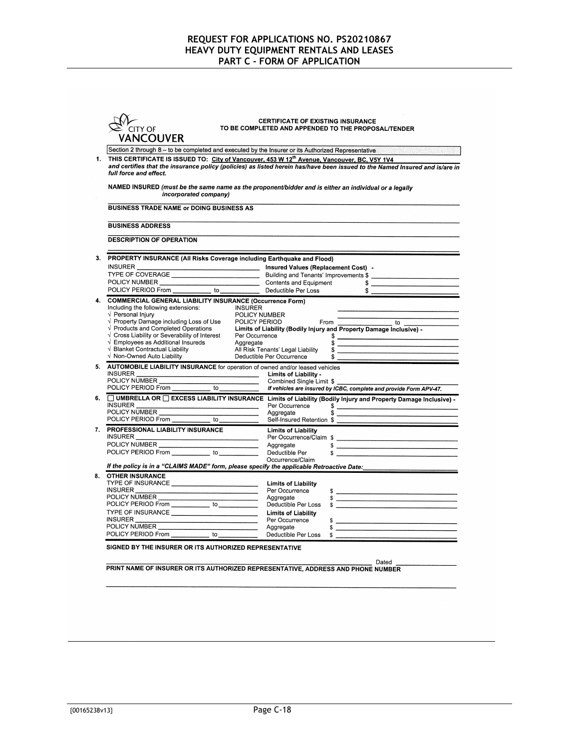# REQUEST FOR APPLICATIONS NO. PS20210867
# HEAVY DUTY EQUIPMENT RENTALS AND LEASES
# PART C - FORM OF APPLICATION

CITY OF VANCOUVER

**CERTIFICATE OF EXISTING INSURANCE**
**TO BE COMPLETED AND APPENDED TO THE PROPOSAL/TENDER**

Section 2 through 8 – to be completed and executed by the Insurer or its Authorized Representative

**1. THIS CERTIFICATE IS ISSUED TO:** City of Vancouver, 453 W 12th Avenue, Vancouver, BC, V5Y 1V4
*and certifies that the insurance policy (policies) as listed herein has/have been issued to the Named Insured and is/are in full force and effect.*

**NAMED INSURED** *(must be the same name as the proponent/bidder and is either an individual or a legally incorporated company)*

**BUSINESS TRADE NAME or DOING BUSINESS AS** ____________________

**BUSINESS ADDRESS** ____________________

**DESCRIPTION OF OPERATION** ____________________

**3. PROPERTY INSURANCE (All Risks Coverage including Earthquake and Flood)**

| | |
|---|---|
| INSURER ____________ | **Insured Values (Replacement Cost) -** |
| TYPE OF COVERAGE ____________ | Building and Tenants' Improvements $ ____________ |
| POLICY NUMBER ____________ | Contents and Equipment $ ____________ |
| POLICY PERIOD From ______ to ______ | Deductible Per Loss $ ____________ |

**4. COMMERCIAL GENERAL LIABILITY INSURANCE (Occurrence Form)**

Including the following extensions:
- √ Personal Injury
- √ Property Damage including Loss of Use
- √ Products and Completed Operations
- √ Cross Liability or Severability of Interest
- √ Employees as Additional Insureds
- √ Blanket Contractual Liability
- √ Non-Owned Auto Liability

INSURER ____________
POLICY NUMBER ____________
POLICY PERIOD From ______ to ______
**Limits of Liability (Bodily Injury and Property Damage Inclusive) -**
Per Occurrence $ ____________
Aggregate $ ____________
All Risk Tenants' Legal Liability $ ____________
Deductible Per Occurrence $ ____________

**5. AUTOMOBILE LIABILITY INSURANCE** for operation of owned and/or leased vehicles

| | |
|---|---|
| INSURER ____________ | **Limits of Liability -** |
| POLICY NUMBER ____________ | Combined Single Limit $ ____________ |
| POLICY PERIOD From ______ to ______ | *If vehicles are insured by ICBC, complete and provide Form APV-47.* |

**6. ☐ UMBRELLA OR ☐ EXCESS LIABILITY INSURANCE**

| | |
|---|---|
| INSURER ____________ | **Limits of Liability (Bodily Injury and Property Damage Inclusive) -** |
| POLICY NUMBER ____________ | Per Occurrence $ ____________ |
| POLICY PERIOD From ______ to ______ | Aggregate $ ____________ |
| | Self-Insured Retention $ ____________ |

**7. PROFESSIONAL LIABILITY INSURANCE**

| | |
|---|---|
| INSURER ____________ | **Limits of Liability** |
| POLICY NUMBER ____________ | Per Occurrence/Claim $ ____________ |
| POLICY PERIOD From ______ to ______ | Aggregate $ ____________ |
| | Deductible Per Occurrence/Claim $ ____________ |

*If the policy is in a "CLAIMS MADE" form, please specify the applicable Retroactive Date:* ____________

**8. OTHER INSURANCE**

| | |
|---|---|
| TYPE OF INSURANCE ____________ | **Limits of Liability** |
| INSURER ____________ | Per Occurrence $ ____________ |
| POLICY NUMBER ____________ | Aggregate $ ____________ |
| POLICY PERIOD From ______ to ______ | Deductible Per Loss $ ____________ |
| TYPE OF INSURANCE ____________ | **Limits of Liability** |
| INSURER ____________ | Per Occurrence $ ____________ |
| POLICY NUMBER ____________ | Aggregate $ ____________ |
| POLICY PERIOD From ______ to ______ | Deductible Per Loss $ ____________ |

**SIGNED BY THE INSURER OR ITS AUTHORIZED REPRESENTATIVE**

____________________ Dated ____________

**PRINT NAME OF INSURER OR ITS AUTHORIZED REPRESENTATIVE, ADDRESS AND PHONE NUMBER**

____________________

{00165238v13}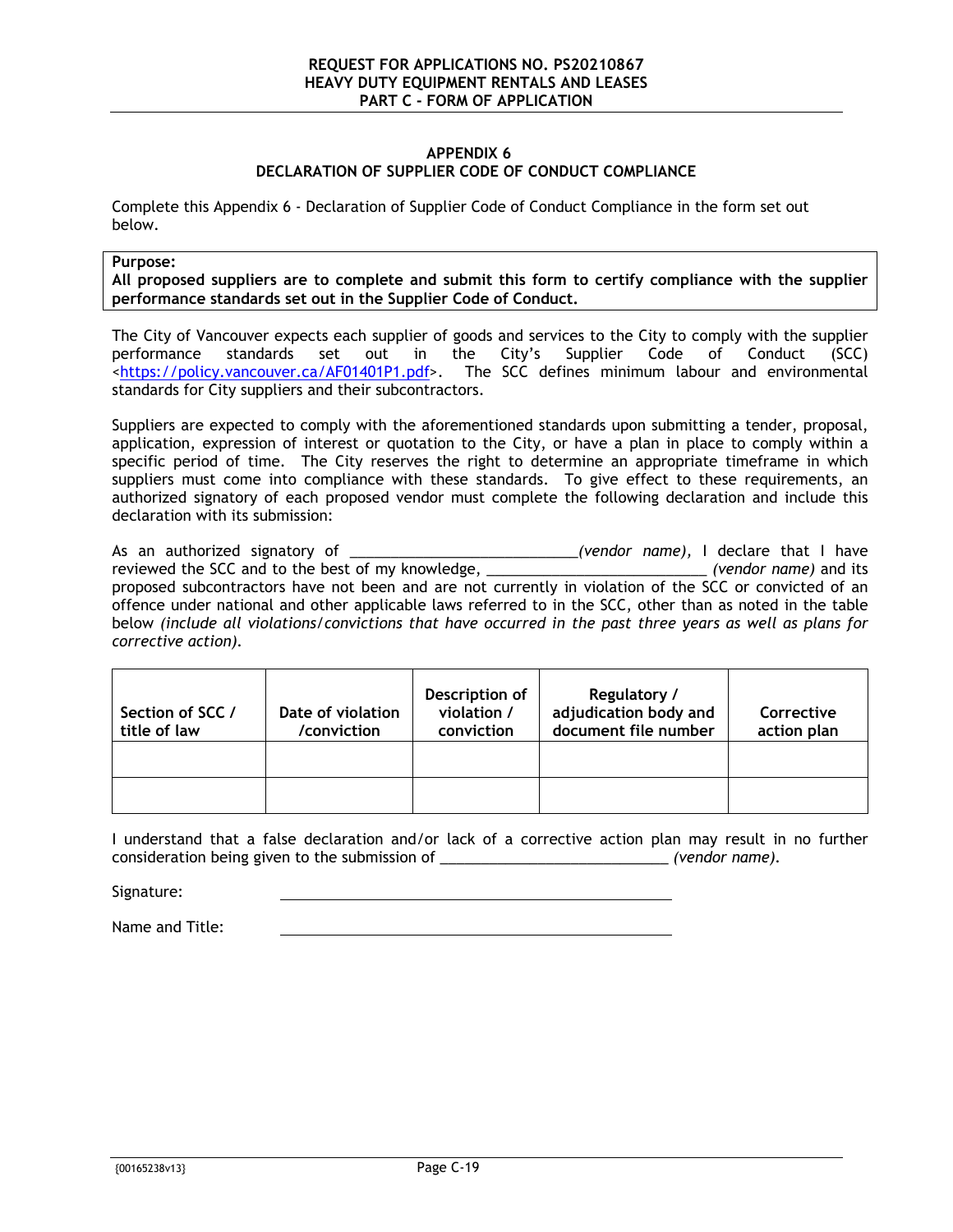## APPENDIX 6
## DECLARATION OF SUPPLIER CODE OF CONDUCT COMPLIANCE

Complete this Appendix 6 - Declaration of Supplier Code of Conduct Compliance in the form set out below.

**Purpose:**
**All proposed suppliers are to complete and submit this form to certify compliance with the supplier performance standards set out in the Supplier Code of Conduct.**

The City of Vancouver expects each supplier of goods and services to the City to comply with the supplier performance standards set out in the City's Supplier Code of Conduct (SCC) <https://policy.vancouver.ca/AF01401P1.pdf>. The SCC defines minimum labour and environmental standards for City suppliers and their subcontractors.

Suppliers are expected to comply with the aforementioned standards upon submitting a tender, proposal, application, expression of interest or quotation to the City, or have a plan in place to comply within a specific period of time. The City reserves the right to determine an appropriate timeframe in which suppliers must come into compliance with these standards. To give effect to these requirements, an authorized signatory of each proposed vendor must complete the following declaration and include this declaration with its submission:

As an authorized signatory of ___________________________*(vendor name)*, I declare that I have reviewed the SCC and to the best of my knowledge, ___________________________ *(vendor name)* and its proposed subcontractors have not been and are not currently in violation of the SCC or convicted of an offence under national and other applicable laws referred to in the SCC, other than as noted in the table below *(include all violations/convictions that have occurred in the past three years as well as plans for corrective action)*.

| Section of SCC / title of law | Date of violation /conviction | Description of violation / conviction | Regulatory / adjudication body and document file number | Corrective action plan |
|---|---|---|---|---|
| | | | | |
| | | | | |

I understand that a false declaration and/or lack of a corrective action plan may result in no further consideration being given to the submission of ___________________________ *(vendor name)*.

Signature: ___________________________

Name and Title: ___________________________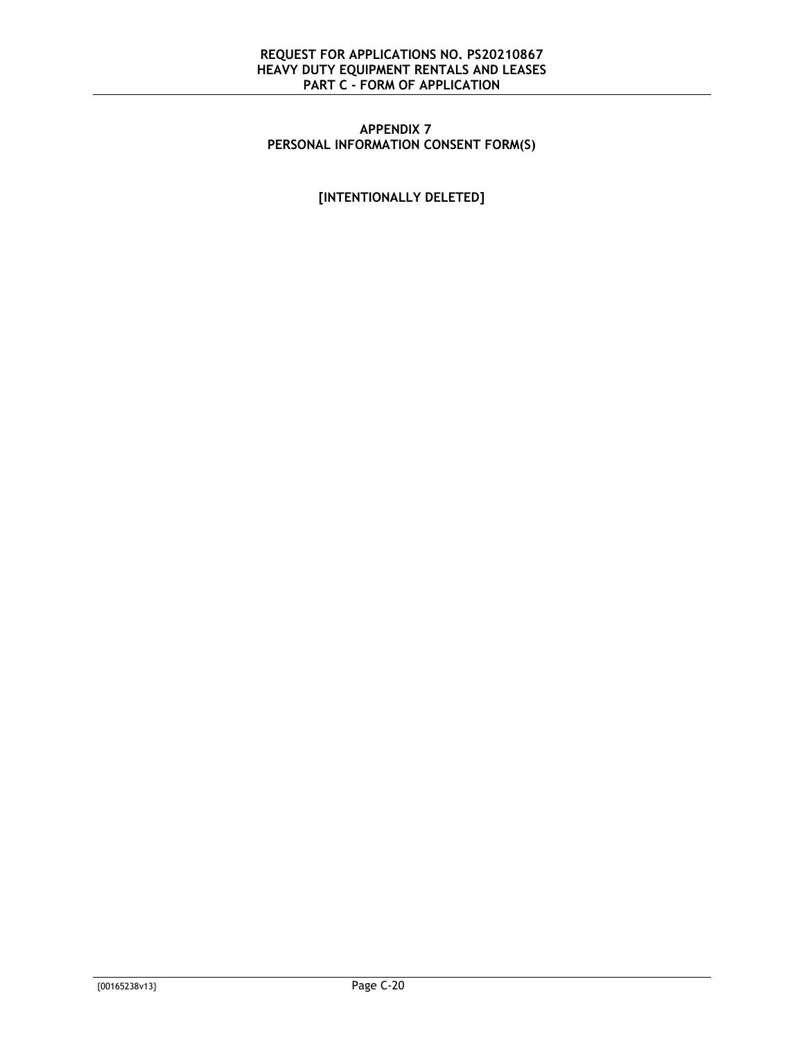## APPENDIX 7
## PERSONAL INFORMATION CONSENT FORM(S)

**[INTENTIONALLY DELETED]**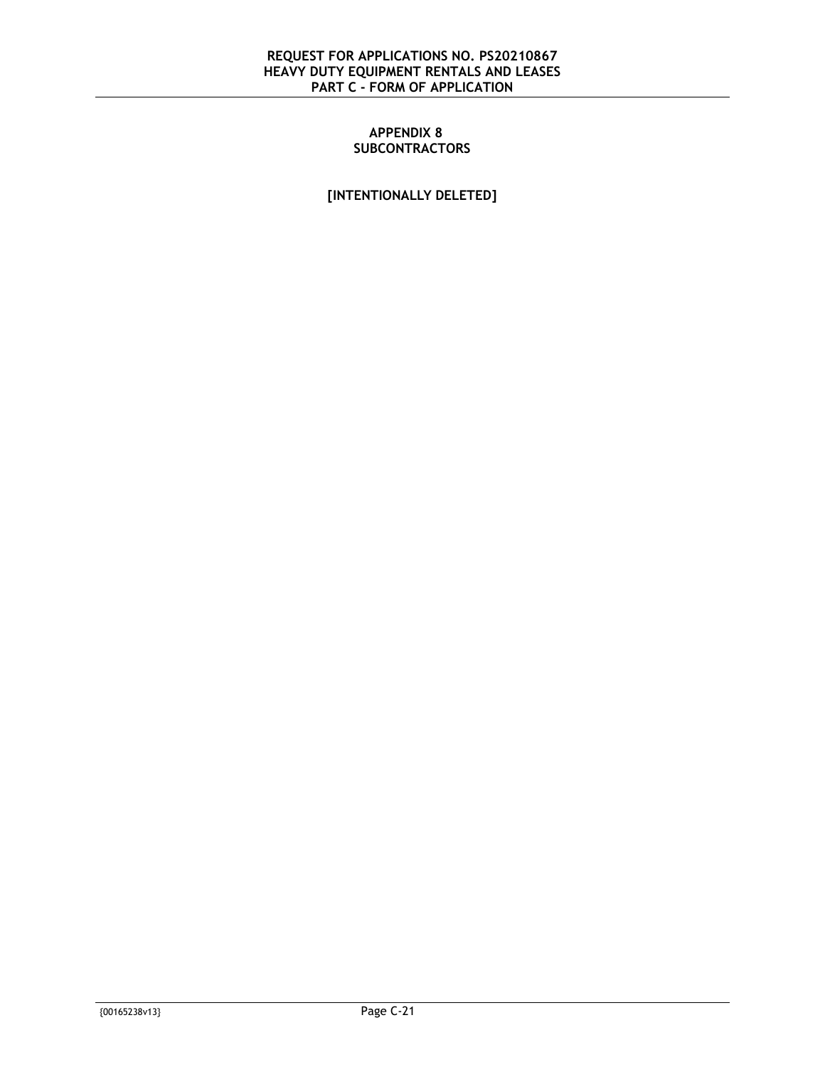# APPENDIX 8
# SUBCONTRACTORS

**[INTENTIONALLY DELETED]**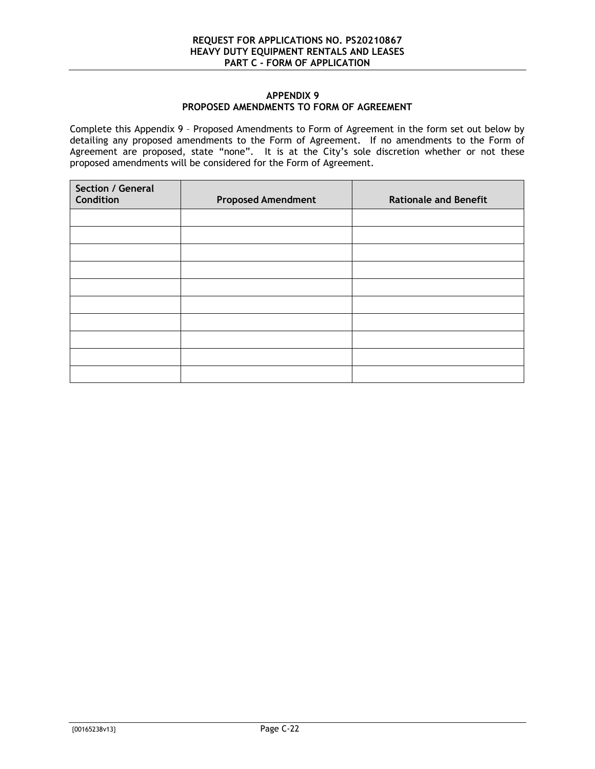## APPENDIX 9
## PROPOSED AMENDMENTS TO FORM OF AGREEMENT

Complete this Appendix 9 – Proposed Amendments to Form of Agreement in the form set out below by detailing any proposed amendments to the Form of Agreement. If no amendments to the Form of Agreement are proposed, state "none". It is at the City's sole discretion whether or not these proposed amendments will be considered for the Form of Agreement.

| Section / General Condition | Proposed Amendment | Rationale and Benefit |
|---|---|---|
| | | |
| | | |
| | | |
| | | |
| | | |
| | | |
| | | |
| | | |
| | | |
| | | |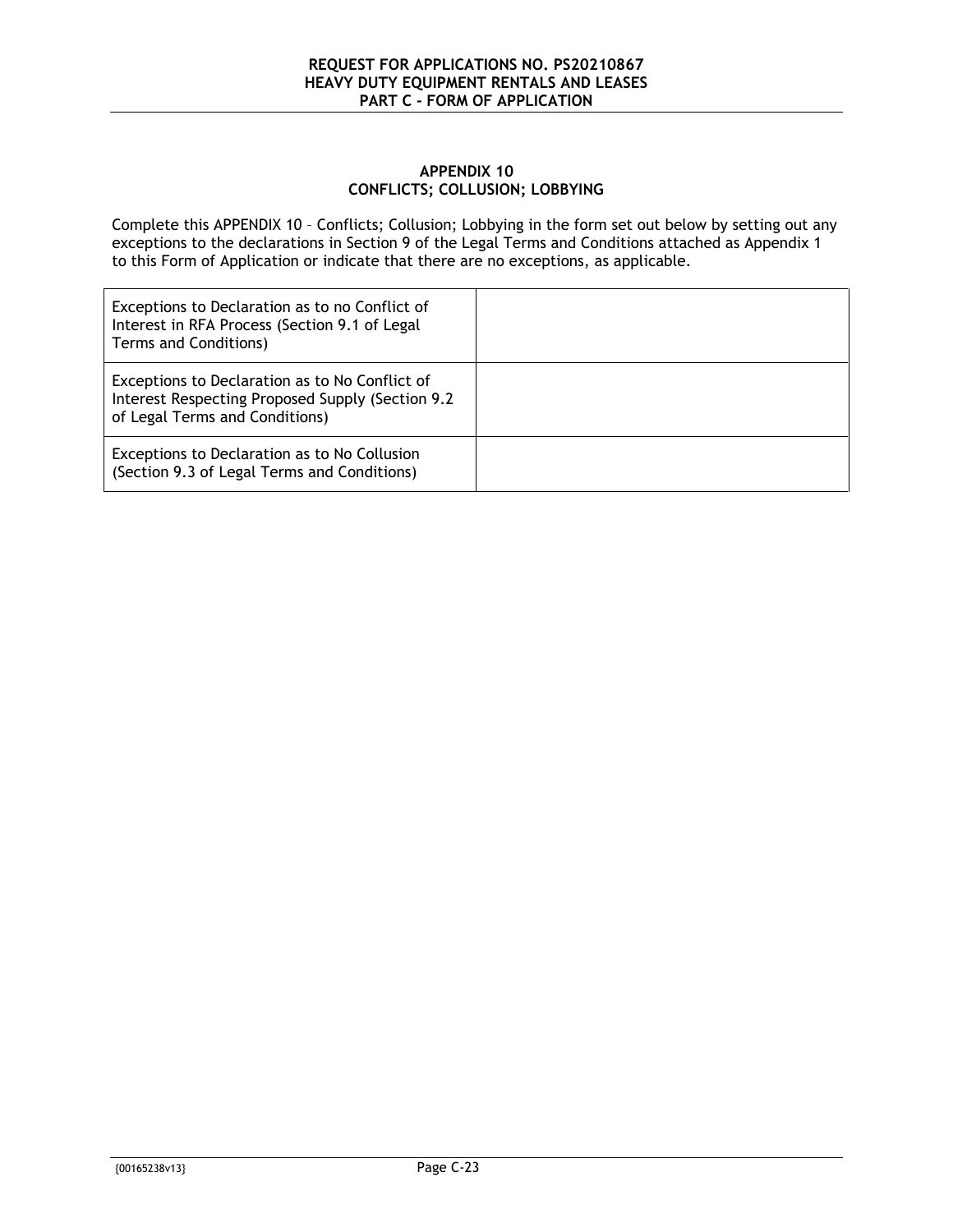## APPENDIX 10
## CONFLICTS; COLLUSION; LOBBYING

Complete this APPENDIX 10 – Conflicts; Collusion; Lobbying in the form set out below by setting out any exceptions to the declarations in Section 9 of the Legal Terms and Conditions attached as Appendix 1 to this Form of Application or indicate that there are no exceptions, as applicable.

| | |
|---|---|
| Exceptions to Declaration as to no Conflict of Interest in RFA Process (Section 9.1 of Legal Terms and Conditions) | |
| Exceptions to Declaration as to No Conflict of Interest Respecting Proposed Supply (Section 9.2 of Legal Terms and Conditions) | |
| Exceptions to Declaration as to No Collusion (Section 9.3 of Legal Terms and Conditions) | |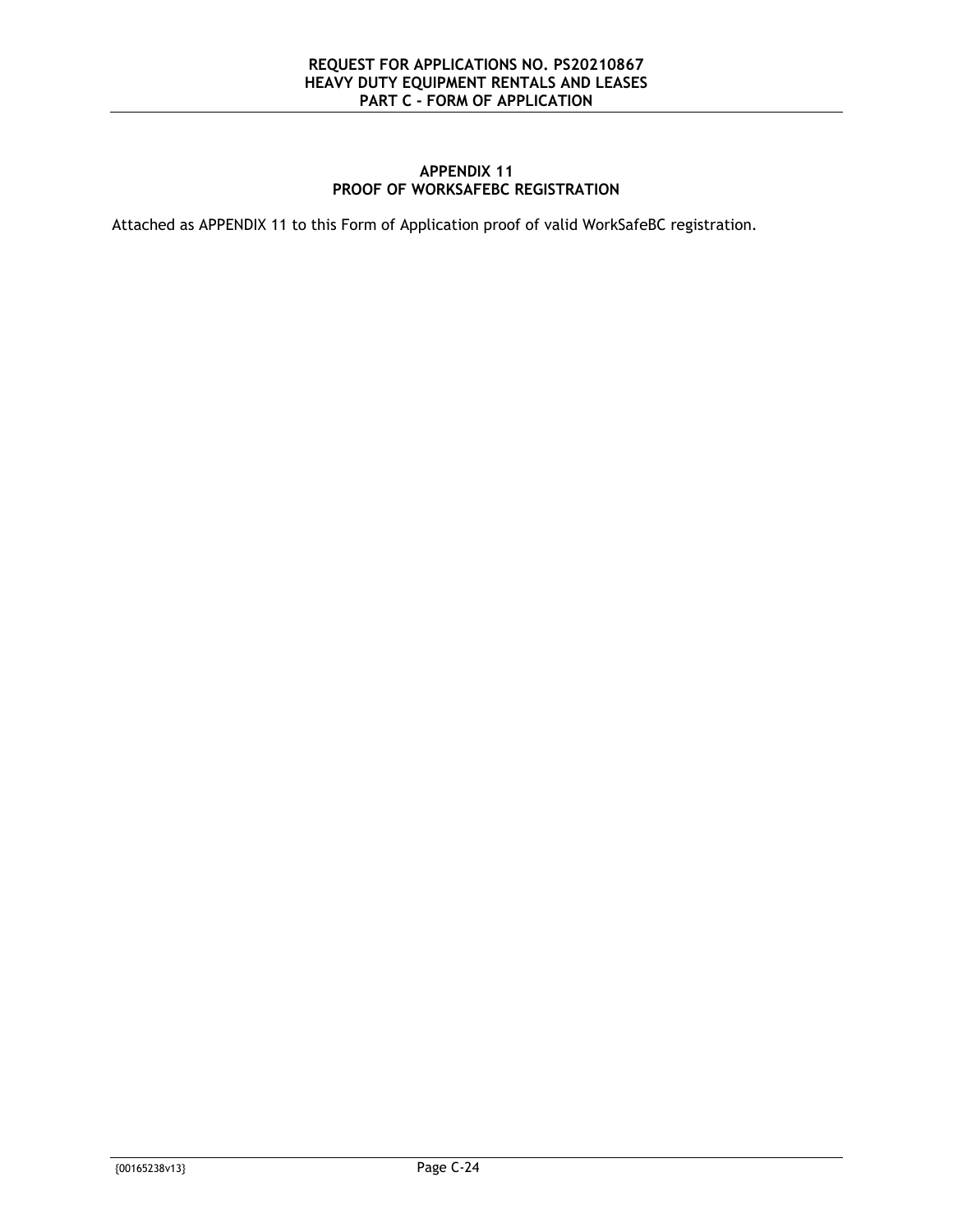## APPENDIX 11
## PROOF OF WORKSAFEBC REGISTRATION

Attached as APPENDIX 11 to this Form of Application proof of valid WorkSafeBC registration.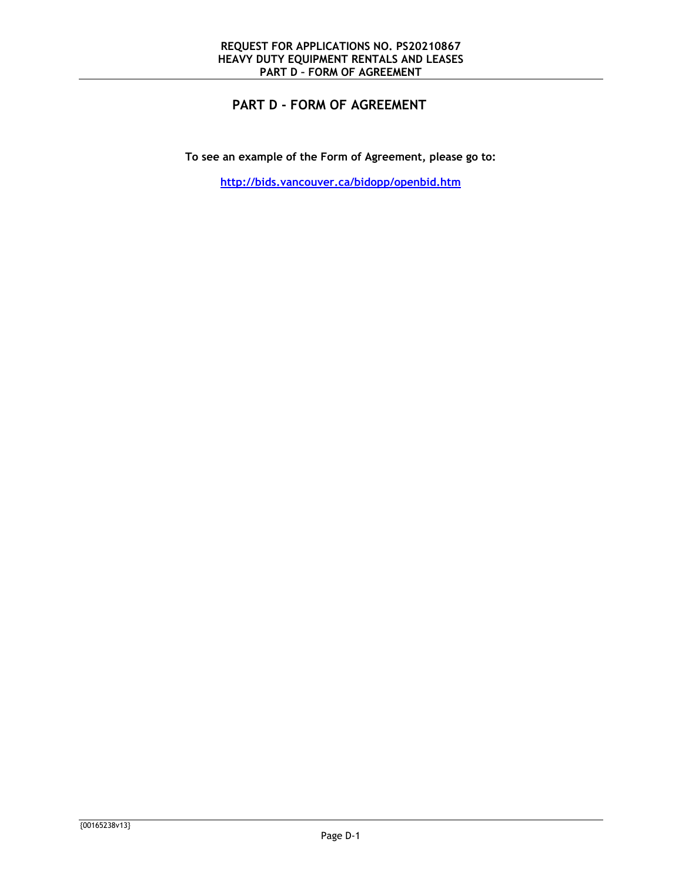# PART D - FORM OF AGREEMENT

**To see an example of the Form of Agreement, please go to:**

**[http://bids.vancouver.ca/bidopp/openbid.htm](http://bids.vancouver.ca/bidopp/openbid.htm)**